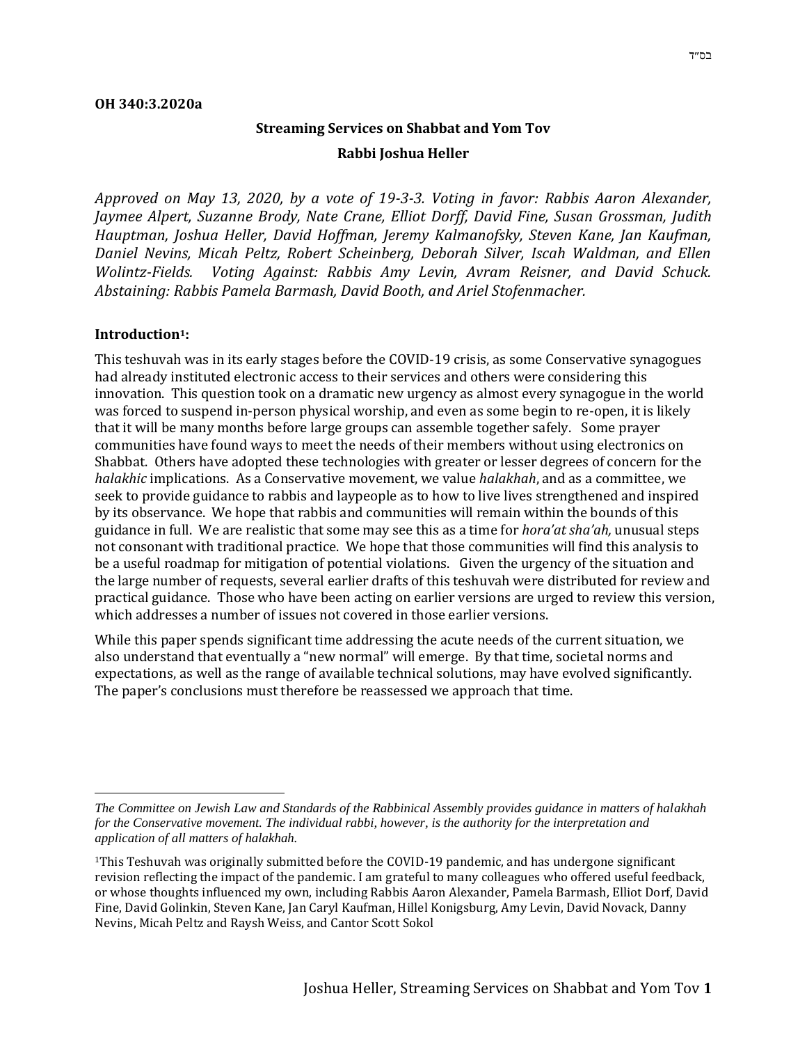בס״ד

**OH 340:3.2020a**

## Streaming Services on Shabbat and Yom Tov

**Rabbi Joshua Heller**

*Approved on May 13, 2020, by a vote of 19-3-3. Voting in favor: Rabbis Aaron Alexander, Jaymee Alpert, Suzanne Brody, Nate Crane, Elliot Dorff, David Fine, Susan Grossman, Judith Hauptman, Joshua Heller, David Hoffman, Jeremy Kalmanofsky, Steven Kane, Jan Kaufman, Daniel Nevins, Micah Peltz, Robert Scheinberg, Deborah Silver, Iscah Waldman, and Ellen Wolintz-Fields. Voting Against: Rabbis Amy Levin, Avram Reisner, and David Schuck. Abstaining: Rabbis Pamela Barmash, David Booth, and Ariel Stofenmacher.*

### Introduction[1]:

This teshuvah was in its early stages before the COVID-19 crisis, as some Conservative synagogues had already instituted electronic access to their services and others were considering this innovation. This question took on a dramatic new urgency as almost every synagogue in the world was forced to suspend in-person physical worship, and even as some begin to re-open, it is likely that it will be many months before large groups can assemble together safely. Some prayer communities have found ways to meet the needs of their members without using electronics on Shabbat. Others have adopted these technologies with greater or lesser degrees of concern for the *halakhic* implications. As a Conservative movement, we value *halakhah*, and as a committee, we seek to provide guidance to rabbis and laypeople as to how to live lives strengthened and inspired by its observance. We hope that rabbis and communities will remain within the bounds of this guidance in full. We are realistic that some may see this as a time for *hora'at sha'ah,* unusual steps not consonant with traditional practice. We hope that those communities will find this analysis to be a useful roadmap for mitigation of potential violations. Given the urgency of the situation and the large number of requests, several earlier drafts of this teshuvah were distributed for review and practical guidance. Those who have been acting on earlier versions are urged to review this version, which addresses a number of issues not covered in those earlier versions.

While this paper spends significant time addressing the acute needs of the current situation, we also understand that eventually a "new normal" will emerge. By that time, societal norms and expectations, as well as the range of available technical solutions, may have evolved significantly. The paper's conclusions must therefore be reassessed we approach that time.

---

*The Committee on Jewish Law and Standards of the Rabbinical Assembly provides guidance in matters of halakhah for the Conservative movement. The individual rabbi, however, is the authority for the interpretation and application of all matters of halakhah.*

[1]This Teshuvah was originally submitted before the COVID-19 pandemic, and has undergone significant revision reflecting the impact of the pandemic. I am grateful to many colleagues who offered useful feedback, or whose thoughts influenced my own, including Rabbis Aaron Alexander, Pamela Barmash, Elliot Dorf, David Fine, David Golinkin, Steven Kane, Jan Caryl Kaufman, Hillel Konigsburg, Amy Levin, David Novack, Danny Nevins, Micah Peltz and Raysh Weiss, and Cantor Scott Sokol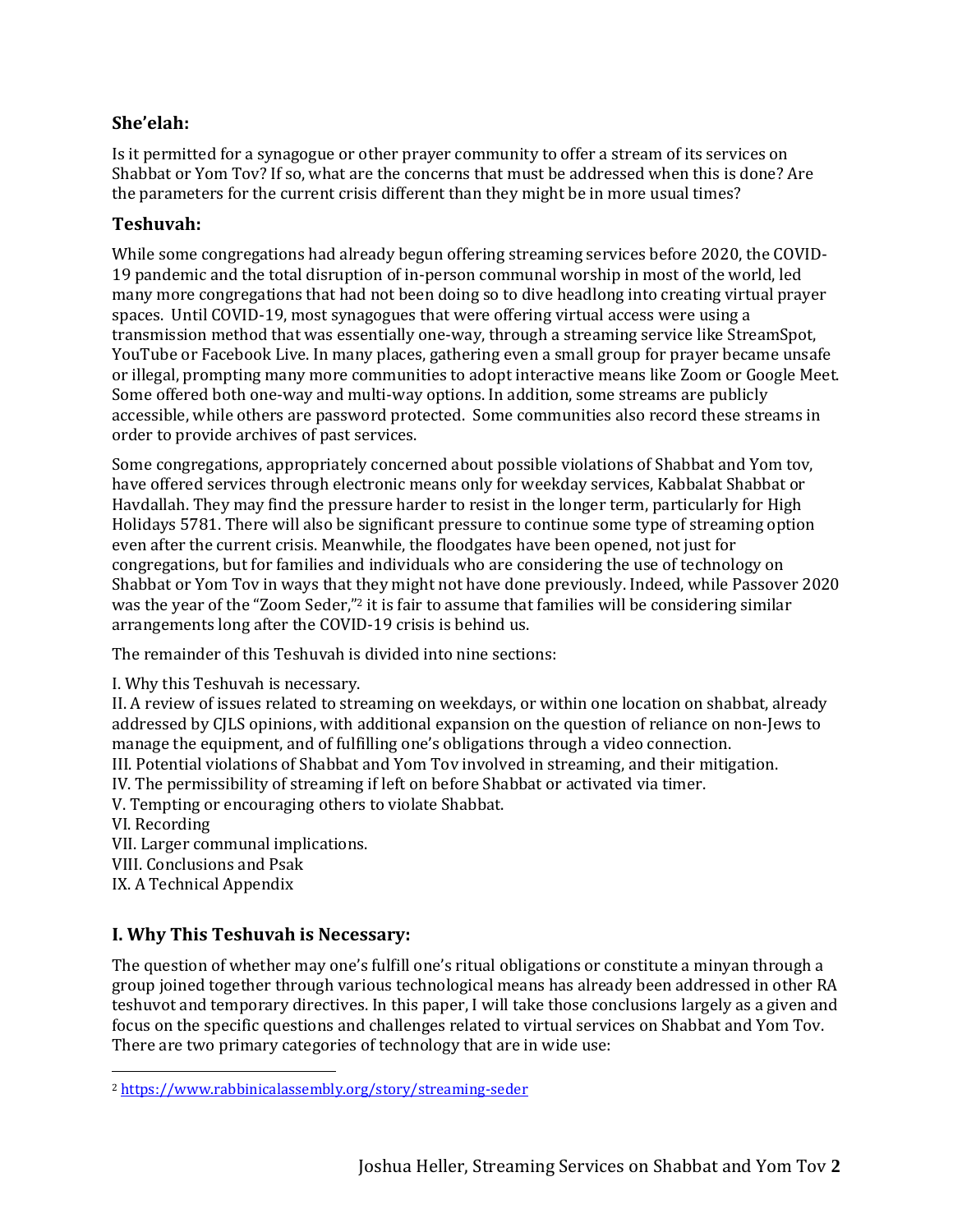## She'elah:

Is it permitted for a synagogue or other prayer community to offer a stream of its services on Shabbat or Yom Tov? If so, what are the concerns that must be addressed when this is done? Are the parameters for the current crisis different than they might be in more usual times?

## Teshuvah:

While some congregations had already begun offering streaming services before 2020, the COVID-19 pandemic and the total disruption of in-person communal worship in most of the world, led many more congregations that had not been doing so to dive headlong into creating virtual prayer spaces. Until COVID-19, most synagogues that were offering virtual access were using a transmission method that was essentially one-way, through a streaming service like StreamSpot, YouTube or Facebook Live. In many places, gathering even a small group for prayer became unsafe or illegal, prompting many more communities to adopt interactive means like Zoom or Google Meet. Some offered both one-way and multi-way options. In addition, some streams are publicly accessible, while others are password protected. Some communities also record these streams in order to provide archives of past services.

Some congregations, appropriately concerned about possible violations of Shabbat and Yom tov, have offered services through electronic means only for weekday services, Kabbalat Shabbat or Havdallah. They may find the pressure harder to resist in the longer term, particularly for High Holidays 5781. There will also be significant pressure to continue some type of streaming option even after the current crisis. Meanwhile, the floodgates have been opened, not just for congregations, but for families and individuals who are considering the use of technology on Shabbat or Yom Tov in ways that they might not have done previously. Indeed, while Passover 2020 was the year of the "Zoom Seder,"[2] it is fair to assume that families will be considering similar arrangements long after the COVID-19 crisis is behind us.

The remainder of this Teshuvah is divided into nine sections:

I. Why this Teshuvah is necessary.
II. A review of issues related to streaming on weekdays, or within one location on shabbat, already addressed by CJLS opinions, with additional expansion on the question of reliance on non-Jews to manage the equipment, and of fulfilling one's obligations through a video connection.
III. Potential violations of Shabbat and Yom Tov involved in streaming, and their mitigation.
IV. The permissibility of streaming if left on before Shabbat or activated via timer.
V. Tempting or encouraging others to violate Shabbat.
VI. Recording
VII. Larger communal implications.
VIII. Conclusions and Psak
IX. A Technical Appendix

## I. Why This Teshuvah is Necessary:

The question of whether may one's fulfill one's ritual obligations or constitute a minyan through a group joined together through various technological means has already been addressed in other RA teshuvot and temporary directives. In this paper, I will take those conclusions largely as a given and focus on the specific questions and challenges related to virtual services on Shabbat and Yom Tov. There are two primary categories of technology that are in wide use:

[2] https://www.rabbinicalassembly.org/story/streaming-seder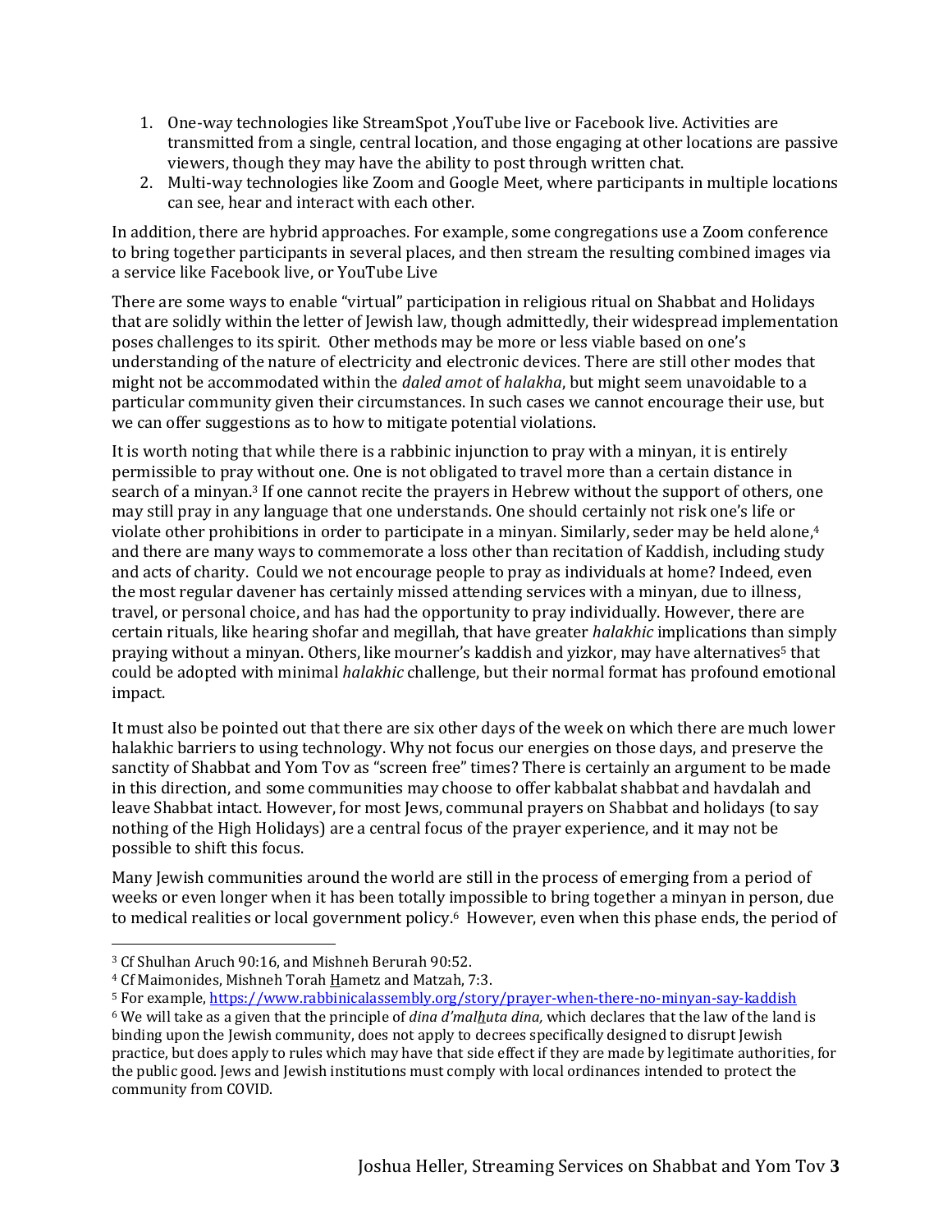1. One-way technologies like StreamSpot ,YouTube live or Facebook live. Activities are transmitted from a single, central location, and those engaging at other locations are passive viewers, though they may have the ability to post through written chat.
2. Multi-way technologies like Zoom and Google Meet, where participants in multiple locations can see, hear and interact with each other.

In addition, there are hybrid approaches. For example, some congregations use a Zoom conference to bring together participants in several places, and then stream the resulting combined images via a service like Facebook live, or YouTube Live

There are some ways to enable "virtual" participation in religious ritual on Shabbat and Holidays that are solidly within the letter of Jewish law, though admittedly, their widespread implementation poses challenges to its spirit. Other methods may be more or less viable based on one's understanding of the nature of electricity and electronic devices. There are still other modes that might not be accommodated within the *daled amot* of *halakha*, but might seem unavoidable to a particular community given their circumstances. In such cases we cannot encourage their use, but we can offer suggestions as to how to mitigate potential violations.

It is worth noting that while there is a rabbinic injunction to pray with a minyan, it is entirely permissible to pray without one. One is not obligated to travel more than a certain distance in search of a minyan.[3] If one cannot recite the prayers in Hebrew without the support of others, one may still pray in any language that one understands. One should certainly not risk one's life or violate other prohibitions in order to participate in a minyan. Similarly, seder may be held alone,[4] and there are many ways to commemorate a loss other than recitation of Kaddish, including study and acts of charity. Could we not encourage people to pray as individuals at home? Indeed, even the most regular davener has certainly missed attending services with a minyan, due to illness, travel, or personal choice, and has had the opportunity to pray individually. However, there are certain rituals, like hearing shofar and megillah, that have greater *halakhic* implications than simply praying without a minyan. Others, like mourner's kaddish and yizkor, may have alternatives[5] that could be adopted with minimal *halakhic* challenge, but their normal format has profound emotional impact.

It must also be pointed out that there are six other days of the week on which there are much lower halakhic barriers to using technology. Why not focus our energies on those days, and preserve the sanctity of Shabbat and Yom Tov as "screen free" times? There is certainly an argument to be made in this direction, and some communities may choose to offer kabbalat shabbat and havdalah and leave Shabbat intact. However, for most Jews, communal prayers on Shabbat and holidays (to say nothing of the High Holidays) are a central focus of the prayer experience, and it may not be possible to shift this focus.

Many Jewish communities around the world are still in the process of emerging from a period of weeks or even longer when it has been totally impossible to bring together a minyan in person, due to medical realities or local government policy.[6] However, even when this phase ends, the period of

---

[3] Cf Shulhan Aruch 90:16, and Mishneh Berurah 90:52.

[4] Cf Maimonides, Mishneh Torah Hametz and Matzah, 7:3.

[5] For example, https://www.rabbinicalassembly.org/story/prayer-when-there-no-minyan-say-kaddish

[6] We will take as a given that the principle of *dina d'malhuta dina,* which declares that the law of the land is binding upon the Jewish community, does not apply to decrees specifically designed to disrupt Jewish practice, but does apply to rules which may have that side effect if they are made by legitimate authorities, for the public good. Jews and Jewish institutions must comply with local ordinances intended to protect the community from COVID.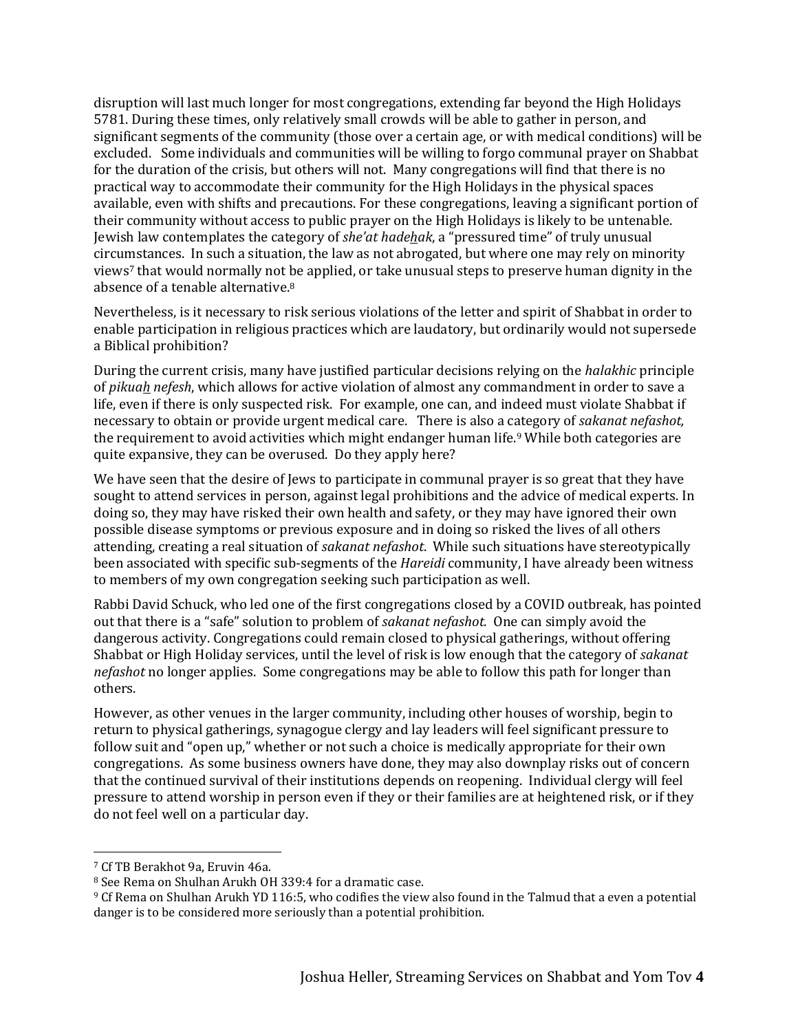disruption will last much longer for most congregations, extending far beyond the High Holidays 5781. During these times, only relatively small crowds will be able to gather in person, and significant segments of the community (those over a certain age, or with medical conditions) will be excluded. Some individuals and communities will be willing to forgo communal prayer on Shabbat for the duration of the crisis, but others will not. Many congregations will find that there is no practical way to accommodate their community for the High Holidays in the physical spaces available, even with shifts and precautions. For these congregations, leaving a significant portion of their community without access to public prayer on the High Holidays is likely to be untenable. Jewish law contemplates the category of *she'at hade<u>h</u>ak*, a "pressured time" of truly unusual circumstances. In such a situation, the law as not abrogated, but where one may rely on minority views[7] that would normally not be applied, or take unusual steps to preserve human dignity in the absence of a tenable alternative.[8]

Nevertheless, is it necessary to risk serious violations of the letter and spirit of Shabbat in order to enable participation in religious practices which are laudatory, but ordinarily would not supersede a Biblical prohibition?

During the current crisis, many have justified particular decisions relying on the *halakhic* principle of *pikua<u>h</u> nefesh*, which allows for active violation of almost any commandment in order to save a life, even if there is only suspected risk. For example, one can, and indeed must violate Shabbat if necessary to obtain or provide urgent medical care. There is also a category of *sakanat nefashot,* the requirement to avoid activities which might endanger human life.[9] While both categories are quite expansive, they can be overused. Do they apply here?

We have seen that the desire of Jews to participate in communal prayer is so great that they have sought to attend services in person, against legal prohibitions and the advice of medical experts. In doing so, they may have risked their own health and safety, or they may have ignored their own possible disease symptoms or previous exposure and in doing so risked the lives of all others attending, creating a real situation of *sakanat nefashot*. While such situations have stereotypically been associated with specific sub-segments of the *Hareidi* community, I have already been witness to members of my own congregation seeking such participation as well.

Rabbi David Schuck, who led one of the first congregations closed by a COVID outbreak, has pointed out that there is a "safe" solution to problem of *sakanat nefashot.* One can simply avoid the dangerous activity. Congregations could remain closed to physical gatherings, without offering Shabbat or High Holiday services, until the level of risk is low enough that the category of *sakanat nefashot* no longer applies. Some congregations may be able to follow this path for longer than others.

However, as other venues in the larger community, including other houses of worship, begin to return to physical gatherings, synagogue clergy and lay leaders will feel significant pressure to follow suit and "open up," whether or not such a choice is medically appropriate for their own congregations. As some business owners have done, they may also downplay risks out of concern that the continued survival of their institutions depends on reopening. Individual clergy will feel pressure to attend worship in person even if they or their families are at heightened risk, or if they do not feel well on a particular day.

---

[7] Cf TB Berakhot 9a, Eruvin 46a.

[8] See Rema on Shulhan Arukh OH 339:4 for a dramatic case.

[9] Cf Rema on Shulhan Arukh YD 116:5, who codifies the view also found in the Talmud that a even a potential danger is to be considered more seriously than a potential prohibition.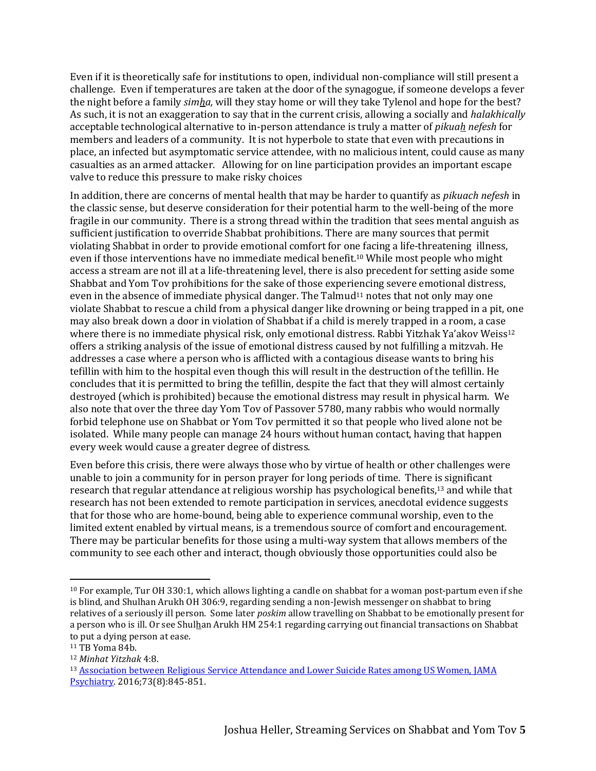Even if it is theoretically safe for institutions to open, individual non-compliance will still present a challenge. Even if temperatures are taken at the door of the synagogue, if someone develops a fever the night before a family *simha,* will they stay home or will they take Tylenol and hope for the best? As such, it is not an exaggeration to say that in the current crisis, allowing a socially and *halakhically* acceptable technological alternative to in-person attendance is truly a matter of *pikuah nefesh* for members and leaders of a community. It is not hyperbole to state that even with precautions in place, an infected but asymptomatic service attendee, with no malicious intent, could cause as many casualties as an armed attacker. Allowing for on line participation provides an important escape valve to reduce this pressure to make risky choices

In addition, there are concerns of mental health that may be harder to quantify as *pikuach nefesh* in the classic sense, but deserve consideration for their potential harm to the well-being of the more fragile in our community. There is a strong thread within the tradition that sees mental anguish as sufficient justification to override Shabbat prohibitions. There are many sources that permit violating Shabbat in order to provide emotional comfort for one facing a life-threatening illness, even if those interventions have no immediate medical benefit.[10] While most people who might access a stream are not ill at a life-threatening level, there is also precedent for setting aside some Shabbat and Yom Tov prohibitions for the sake of those experiencing severe emotional distress, even in the absence of immediate physical danger. The Talmud[11] notes that not only may one violate Shabbat to rescue a child from a physical danger like drowning or being trapped in a pit, one may also break down a door in violation of Shabbat if a child is merely trapped in a room, a case where there is no immediate physical risk, only emotional distress. Rabbi Yitzhak Ya'akov Weiss[12] offers a striking analysis of the issue of emotional distress caused by not fulfilling a mitzvah. He addresses a case where a person who is afflicted with a contagious disease wants to bring his tefillin with him to the hospital even though this will result in the destruction of the tefillin. He concludes that it is permitted to bring the tefillin, despite the fact that they will almost certainly destroyed (which is prohibited) because the emotional distress may result in physical harm. We also note that over the three day Yom Tov of Passover 5780, many rabbis who would normally forbid telephone use on Shabbat or Yom Tov permitted it so that people who lived alone not be isolated. While many people can manage 24 hours without human contact, having that happen every week would cause a greater degree of distress.

Even before this crisis, there were always those who by virtue of health or other challenges were unable to join a community for in person prayer for long periods of time. There is significant research that regular attendance at religious worship has psychological benefits,[13] and while that research has not been extended to remote participation in services, anecdotal evidence suggests that for those who are home-bound, being able to experience communal worship, even to the limited extent enabled by virtual means, is a tremendous source of comfort and encouragement. There may be particular benefits for those using a multi-way system that allows members of the community to see each other and interact, though obviously those opportunities could also be

---

[10] For example, Tur OH 330:1, which allows lighting a candle on shabbat for a woman post-partum even if she is blind, and Shulhan Arukh OH 306:9, regarding sending a non-Jewish messenger on shabbat to bring relatives of a seriously ill person. Some later *poskim* allow travelling on Shabbat to be emotionally present for a person who is ill. Or see Shulhan Arukh HM 254:1 regarding carrying out financial transactions on Shabbat to put a dying person at ease.

[11] TB Yoma 84b.

[12] *Minhat Yitzhak* 4:8.

[13] Association between Religious Service Attendance and Lower Suicide Rates among US Women, JAMA Psychiatry. 2016;73(8):845-851.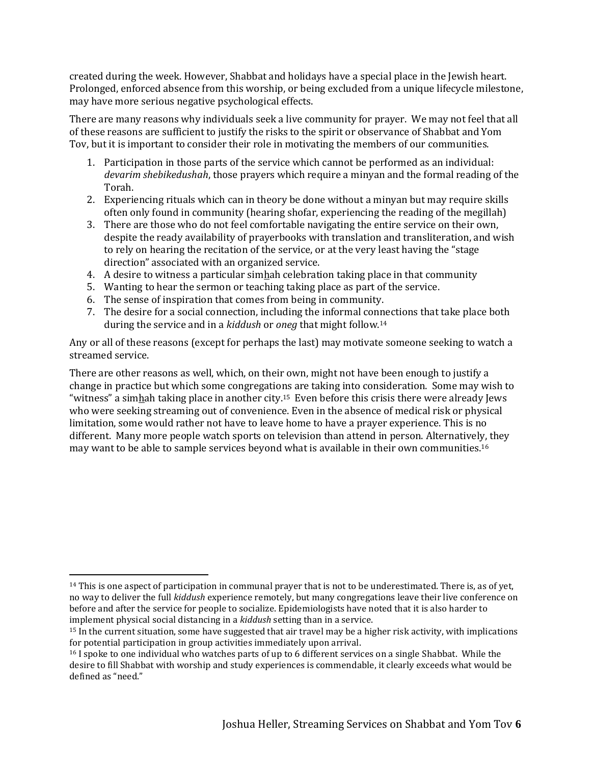created during the week. However, Shabbat and holidays have a special place in the Jewish heart. Prolonged, enforced absence from this worship, or being excluded from a unique lifecycle milestone, may have more serious negative psychological effects.

There are many reasons why individuals seek a live community for prayer. We may not feel that all of these reasons are sufficient to justify the risks to the spirit or observance of Shabbat and Yom Tov, but it is important to consider their role in motivating the members of our communities.

1. Participation in those parts of the service which cannot be performed as an individual: *devarim shebikedushah*, those prayers which require a minyan and the formal reading of the Torah.
2. Experiencing rituals which can in theory be done without a minyan but may require skills often only found in community (hearing shofar, experiencing the reading of the megillah)
3. There are those who do not feel comfortable navigating the entire service on their own, despite the ready availability of prayerbooks with translation and transliteration, and wish to rely on hearing the recitation of the service, or at the very least having the "stage direction" associated with an organized service.
4. A desire to witness a particular simhah celebration taking place in that community
5. Wanting to hear the sermon or teaching taking place as part of the service.
6. The sense of inspiration that comes from being in community.
7. The desire for a social connection, including the informal connections that take place both during the service and in a *kiddush* or *oneg* that might follow.[14]

Any or all of these reasons (except for perhaps the last) may motivate someone seeking to watch a streamed service.

There are other reasons as well, which, on their own, might not have been enough to justify a change in practice but which some congregations are taking into consideration. Some may wish to "witness" a simhah taking place in another city.[15] Even before this crisis there were already Jews who were seeking streaming out of convenience. Even in the absence of medical risk or physical limitation, some would rather not have to leave home to have a prayer experience. This is no different. Many more people watch sports on television than attend in person. Alternatively, they may want to be able to sample services beyond what is available in their own communities.[16]

---

[14] This is one aspect of participation in communal prayer that is not to be underestimated. There is, as of yet, no way to deliver the full *kiddush* experience remotely, but many congregations leave their live conference on before and after the service for people to socialize. Epidemiologists have noted that it is also harder to implement physical social distancing in a *kiddush* setting than in a service.

[15] In the current situation, some have suggested that air travel may be a higher risk activity, with implications for potential participation in group activities immediately upon arrival.

[16] I spoke to one individual who watches parts of up to 6 different services on a single Shabbat. While the desire to fill Shabbat with worship and study experiences is commendable, it clearly exceeds what would be defined as "need."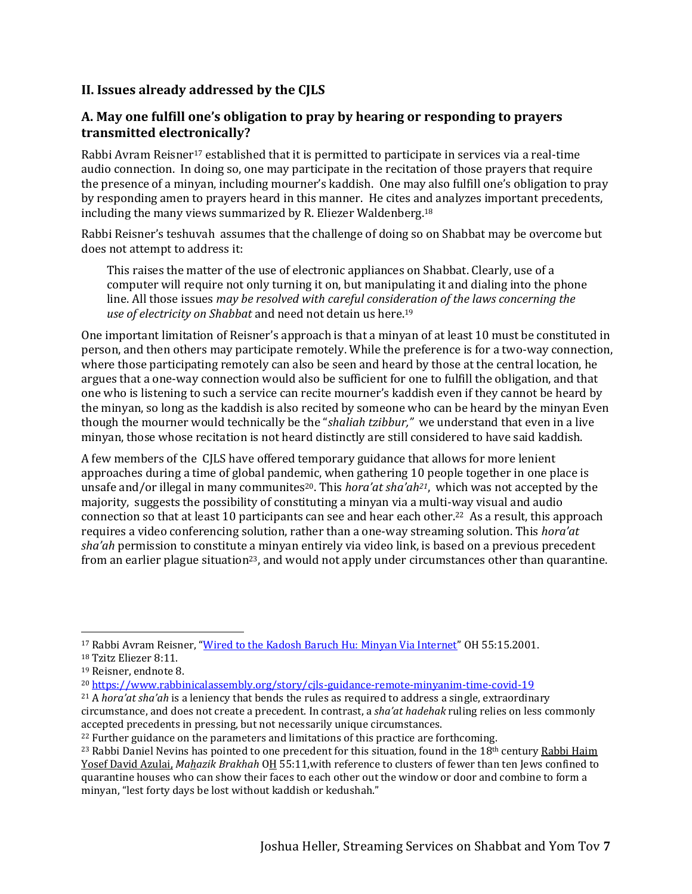## II. Issues already addressed by the CJLS

### A. May one fulfill one's obligation to pray by hearing or responding to prayers transmitted electronically?

Rabbi Avram Reisner[17] established that it is permitted to participate in services via a real-time audio connection. In doing so, one may participate in the recitation of those prayers that require the presence of a minyan, including mourner's kaddish. One may also fulfill one's obligation to pray by responding amen to prayers heard in this manner. He cites and analyzes important precedents, including the many views summarized by R. Eliezer Waldenberg.[18]

Rabbi Reisner's teshuvah assumes that the challenge of doing so on Shabbat may be overcome but does not attempt to address it:

> This raises the matter of the use of electronic appliances on Shabbat. Clearly, use of a computer will require not only turning it on, but manipulating it and dialing into the phone line. All those issues *may be resolved with careful consideration of the laws concerning the use of electricity on Shabbat* and need not detain us here.[19]

One important limitation of Reisner's approach is that a minyan of at least 10 must be constituted in person, and then others may participate remotely. While the preference is for a two-way connection, where those participating remotely can also be seen and heard by those at the central location, he argues that a one-way connection would also be sufficient for one to fulfill the obligation, and that one who is listening to such a service can recite mourner's kaddish even if they cannot be heard by the minyan, so long as the kaddish is also recited by someone who can be heard by the minyan Even though the mourner would technically be the "*shaliah tzibbur,"* we understand that even in a live minyan, those whose recitation is not heard distinctly are still considered to have said kaddish.

A few members of the CJLS have offered temporary guidance that allows for more lenient approaches during a time of global pandemic, when gathering 10 people together in one place is unsafe and/or illegal in many communites[20]. This *hora'at sha'ah*[21], which was not accepted by the majority, suggests the possibility of constituting a minyan via a multi-way visual and audio connection so that at least 10 participants can see and hear each other.[22] As a result, this approach requires a video conferencing solution, rather than a one-way streaming solution. This *hora'at sha'ah* permission to constitute a minyan entirely via video link, is based on a previous precedent from an earlier plague situation[23], and would not apply under circumstances other than quarantine.

---

[17] Rabbi Avram Reisner, "Wired to the Kadosh Baruch Hu: Minyan Via Internet" OH 55:15.2001.

[18] Tzitz Eliezer 8:11.

[19] Reisner, endnote 8.

[20] https://www.rabbinicalassembly.org/story/cjls-guidance-remote-minyanim-time-covid-19

[21] A *hora'at sha'ah* is a leniency that bends the rules as required to address a single, extraordinary circumstance, and does not create a precedent. In contrast, a *sha'at hadehak* ruling relies on less commonly accepted precedents in pressing, but not necessarily unique circumstances.

[22] Further guidance on the parameters and limitations of this practice are forthcoming.

[23] Rabbi Daniel Nevins has pointed to one precedent for this situation, found in the 18th century Rabbi Haim Yosef David Azulai, *Mahazik Brakhah* OH 55:11,with reference to clusters of fewer than ten Jews confined to quarantine houses who can show their faces to each other out the window or door and combine to form a minyan, "lest forty days be lost without kaddish or kedushah."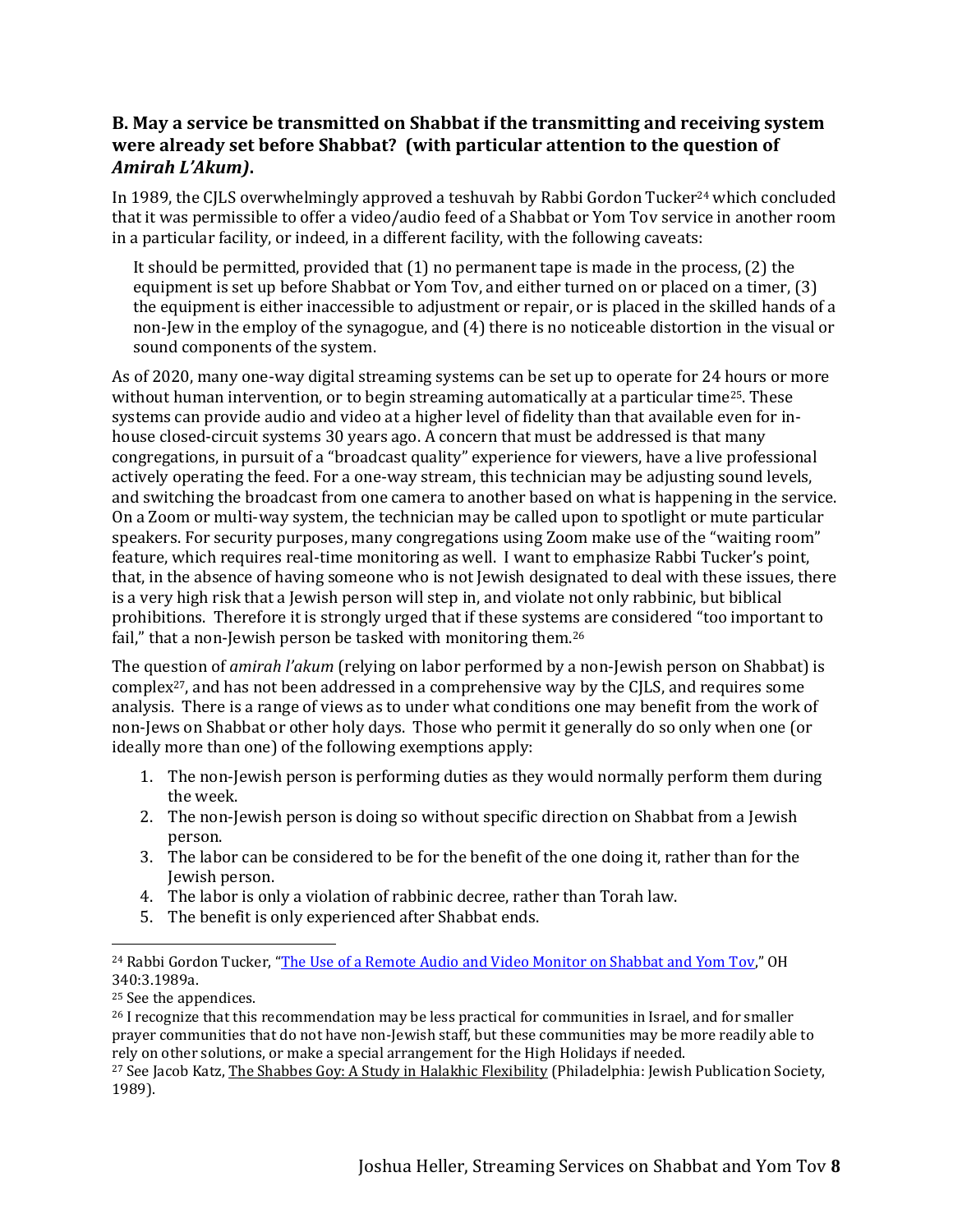### B. May a service be transmitted on Shabbat if the transmitting and receiving system were already set before Shabbat? (with particular attention to the question of *Amirah L'Akum)*.

In 1989, the CJLS overwhelmingly approved a teshuvah by Rabbi Gordon Tucker[24] which concluded that it was permissible to offer a video/audio feed of a Shabbat or Yom Tov service in another room in a particular facility, or indeed, in a different facility, with the following caveats:

> It should be permitted, provided that (1) no permanent tape is made in the process, (2) the equipment is set up before Shabbat or Yom Tov, and either turned on or placed on a timer, (3) the equipment is either inaccessible to adjustment or repair, or is placed in the skilled hands of a non-Jew in the employ of the synagogue, and (4) there is no noticeable distortion in the visual or sound components of the system.

As of 2020, many one-way digital streaming systems can be set up to operate for 24 hours or more without human intervention, or to begin streaming automatically at a particular time[25]. These systems can provide audio and video at a higher level of fidelity than that available even for in-house closed-circuit systems 30 years ago. A concern that must be addressed is that many congregations, in pursuit of a "broadcast quality" experience for viewers, have a live professional actively operating the feed. For a one-way stream, this technician may be adjusting sound levels, and switching the broadcast from one camera to another based on what is happening in the service. On a Zoom or multi-way system, the technician may be called upon to spotlight or mute particular speakers. For security purposes, many congregations using Zoom make use of the "waiting room" feature, which requires real-time monitoring as well. I want to emphasize Rabbi Tucker's point, that, in the absence of having someone who is not Jewish designated to deal with these issues, there is a very high risk that a Jewish person will step in, and violate not only rabbinic, but biblical prohibitions. Therefore it is strongly urged that if these systems are considered "too important to fail," that a non-Jewish person be tasked with monitoring them.[26]

The question of *amirah l'akum* (relying on labor performed by a non-Jewish person on Shabbat) is complex[27], and has not been addressed in a comprehensive way by the CJLS, and requires some analysis. There is a range of views as to under what conditions one may benefit from the work of non-Jews on Shabbat or other holy days. Those who permit it generally do so only when one (or ideally more than one) of the following exemptions apply:

1. The non-Jewish person is performing duties as they would normally perform them during the week.
2. The non-Jewish person is doing so without specific direction on Shabbat from a Jewish person.
3. The labor can be considered to be for the benefit of the one doing it, rather than for the Jewish person.
4. The labor is only a violation of rabbinic decree, rather than Torah law.
5. The benefit is only experienced after Shabbat ends.

---

[24] Rabbi Gordon Tucker, "The Use of a Remote Audio and Video Monitor on Shabbat and Yom Tov," OH 340:3.1989a.

[25] See the appendices.

[26] I recognize that this recommendation may be less practical for communities in Israel, and for smaller prayer communities that do not have non-Jewish staff, but these communities may be more readily able to rely on other solutions, or make a special arrangement for the High Holidays if needed.

[27] See Jacob Katz, The Shabbes Goy: A Study in Halakhic Flexibility (Philadelphia: Jewish Publication Society, 1989).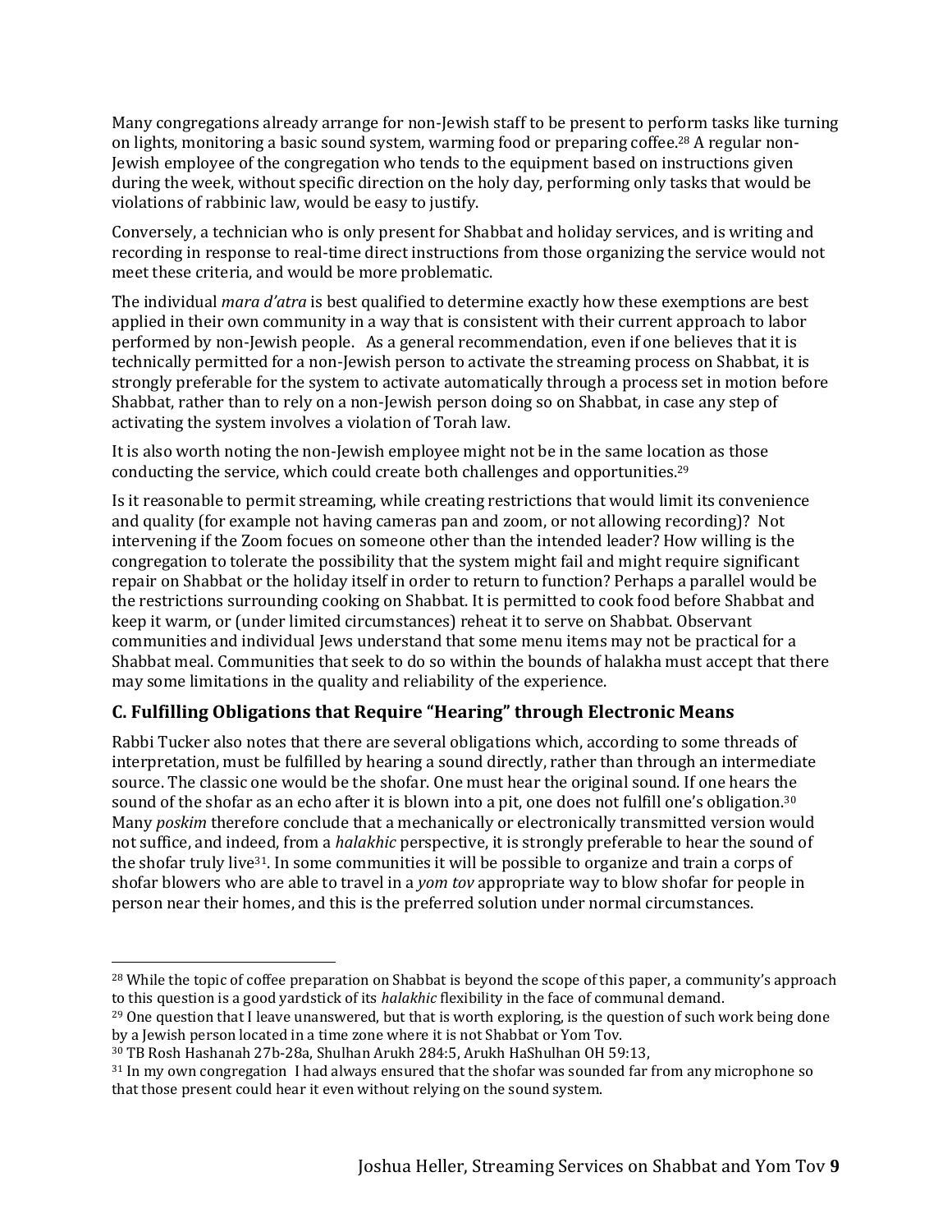Many congregations already arrange for non-Jewish staff to be present to perform tasks like turning on lights, monitoring a basic sound system, warming food or preparing coffee.[28] A regular non-Jewish employee of the congregation who tends to the equipment based on instructions given during the week, without specific direction on the holy day, performing only tasks that would be violations of rabbinic law, would be easy to justify.

Conversely, a technician who is only present for Shabbat and holiday services, and is writing and recording in response to real-time direct instructions from those organizing the service would not meet these criteria, and would be more problematic.

The individual *mara d'atra* is best qualified to determine exactly how these exemptions are best applied in their own community in a way that is consistent with their current approach to labor performed by non-Jewish people. As a general recommendation, even if one believes that it is technically permitted for a non-Jewish person to activate the streaming process on Shabbat, it is strongly preferable for the system to activate automatically through a process set in motion before Shabbat, rather than to rely on a non-Jewish person doing so on Shabbat, in case any step of activating the system involves a violation of Torah law.

It is also worth noting the non-Jewish employee might not be in the same location as those conducting the service, which could create both challenges and opportunities.[29]

Is it reasonable to permit streaming, while creating restrictions that would limit its convenience and quality (for example not having cameras pan and zoom, or not allowing recording)? Not intervening if the Zoom focuses on someone other than the intended leader? How willing is the congregation to tolerate the possibility that the system might fail and might require significant repair on Shabbat or the holiday itself in order to return to function? Perhaps a parallel would be the restrictions surrounding cooking on Shabbat. It is permitted to cook food before Shabbat and keep it warm, or (under limited circumstances) reheat it to serve on Shabbat. Observant communities and individual Jews understand that some menu items may not be practical for a Shabbat meal. Communities that seek to do so within the bounds of halakha must accept that there may some limitations in the quality and reliability of the experience.

## C. Fulfilling Obligations that Require "Hearing" through Electronic Means

Rabbi Tucker also notes that there are several obligations which, according to some threads of interpretation, must be fulfilled by hearing a sound directly, rather than through an intermediate source. The classic one would be the shofar. One must hear the original sound. If one hears the sound of the shofar as an echo after it is blown into a pit, one does not fulfill one's obligation.[30] Many *poskim* therefore conclude that a mechanically or electronically transmitted version would not suffice, and indeed, from a *halakhic* perspective, it is strongly preferable to hear the sound of the shofar truly live[31]. In some communities it will be possible to organize and train a corps of shofar blowers who are able to travel in a *yom tov* appropriate way to blow shofar for people in person near their homes, and this is the preferred solution under normal circumstances.

---

[28] While the topic of coffee preparation on Shabbat is beyond the scope of this paper, a community's approach to this question is a good yardstick of its *halakhic* flexibility in the face of communal demand.

[29] One question that I leave unanswered, but that is worth exploring, is the question of such work being done by a Jewish person located in a time zone where it is not Shabbat or Yom Tov.

[30] TB Rosh Hashanah 27b-28a, Shulhan Arukh 284:5, Arukh HaShulhan OH 59:13,

[31] In my own congregation I had always ensured that the shofar was sounded far from any microphone so that those present could hear it even without relying on the sound system.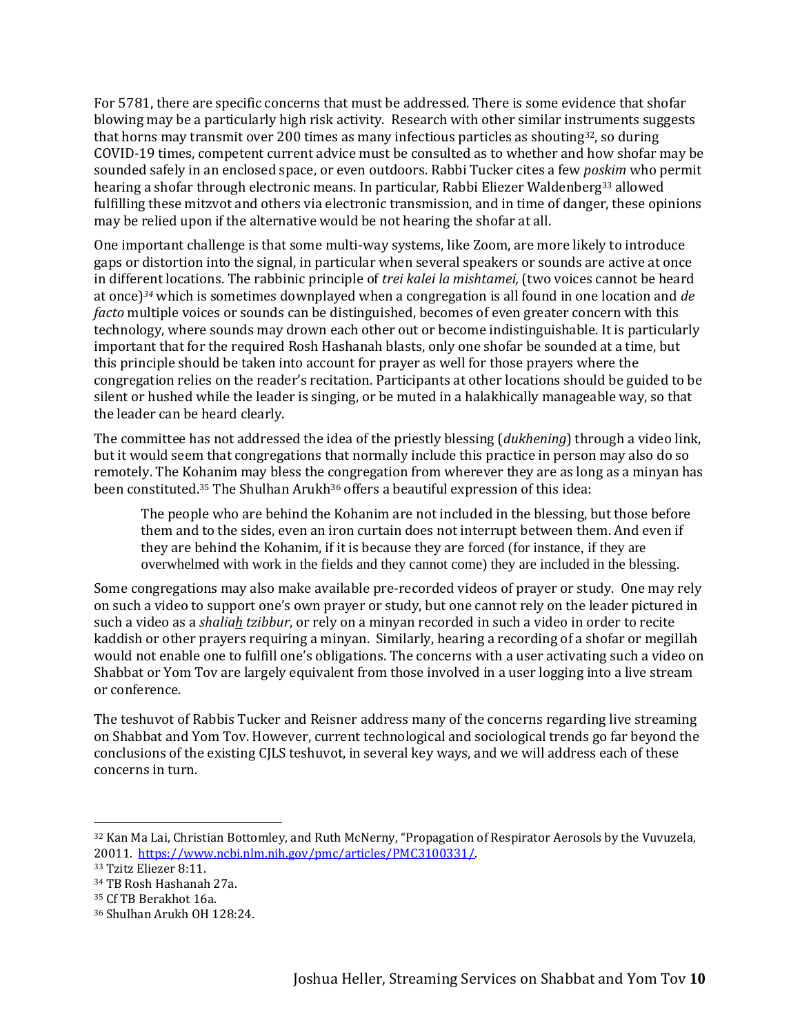For 5781, there are specific concerns that must be addressed. There is some evidence that shofar blowing may be a particularly high risk activity. Research with other similar instruments suggests that horns may transmit over 200 times as many infectious particles as shouting[32], so during COVID-19 times, competent current advice must be consulted as to whether and how shofar may be sounded safely in an enclosed space, or even outdoors. Rabbi Tucker cites a few *poskim* who permit hearing a shofar through electronic means. In particular, Rabbi Eliezer Waldenberg[33] allowed fulfilling these mitzvot and others via electronic transmission, and in time of danger, these opinions may be relied upon if the alternative would be not hearing the shofar at all.

One important challenge is that some multi-way systems, like Zoom, are more likely to introduce gaps or distortion into the signal, in particular when several speakers or sounds are active at once in different locations. The rabbinic principle of *trei kalei la mishtamei,* (two voices cannot be heard at once)[34] which is sometimes downplayed when a congregation is all found in one location and *de facto* multiple voices or sounds can be distinguished, becomes of even greater concern with this technology, where sounds may drown each other out or become indistinguishable. It is particularly important that for the required Rosh Hashanah blasts, only one shofar be sounded at a time, but this principle should be taken into account for prayer as well for those prayers where the congregation relies on the reader's recitation. Participants at other locations should be guided to be silent or hushed while the leader is singing, or be muted in a halakhically manageable way, so that the leader can be heard clearly.

The committee has not addressed the idea of the priestly blessing (*dukhening*) through a video link, but it would seem that congregations that normally include this practice in person may also do so remotely. The Kohanim may bless the congregation from wherever they are as long as a minyan has been constituted.[35] The Shulhan Arukh[36] offers a beautiful expression of this idea:

> The people who are behind the Kohanim are not included in the blessing, but those before them and to the sides, even an iron curtain does not interrupt between them. And even if they are behind the Kohanim, if it is because they are forced (for instance, if they are overwhelmed with work in the fields and they cannot come) they are included in the blessing.

Some congregations may also make available pre-recorded videos of prayer or study. One may rely on such a video to support one's own prayer or study, but one cannot rely on the leader pictured in such a video as a *shaliah tzibbur*, or rely on a minyan recorded in such a video in order to recite kaddish or other prayers requiring a minyan. Similarly, hearing a recording of a shofar or megillah would not enable one to fulfill one's obligations. The concerns with a user activating such a video on Shabbat or Yom Tov are largely equivalent from those involved in a user logging into a live stream or conference.

The teshuvot of Rabbis Tucker and Reisner address many of the concerns regarding live streaming on Shabbat and Yom Tov. However, current technological and sociological trends go far beyond the conclusions of the existing CJLS teshuvot, in several key ways, and we will address each of these concerns in turn.

---

[32] Kan Ma Lai, Christian Bottomley, and Ruth McNerny, "Propagation of Respirator Aerosols by the Vuvuzela, 20011. https://www.ncbi.nlm.nih.gov/pmc/articles/PMC3100331/.

[33] Tzitz Eliezer 8:11.

[34] TB Rosh Hashanah 27a.

[35] Cf TB Berakhot 16a.

[36] Shulhan Arukh OH 128:24.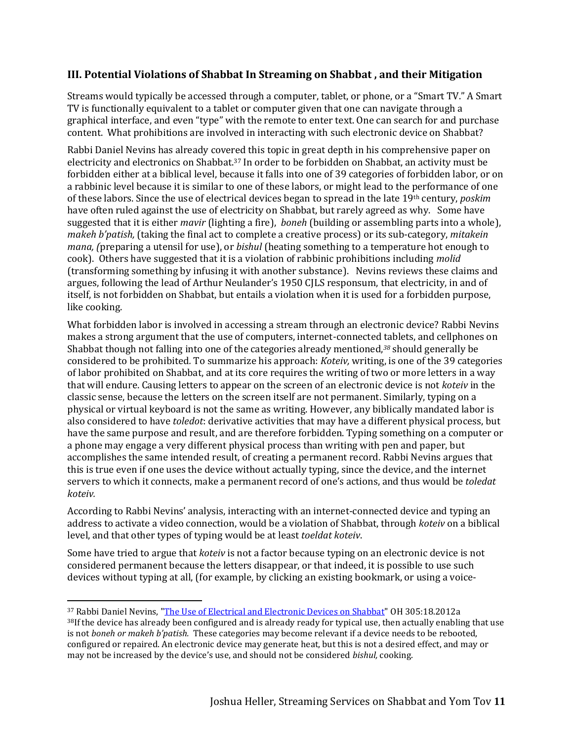## III. Potential Violations of Shabbat In Streaming on Shabbat , and their Mitigation

Streams would typically be accessed through a computer, tablet, or phone, or a "Smart TV." A Smart TV is functionally equivalent to a tablet or computer given that one can navigate through a graphical interface, and even "type" with the remote to enter text. One can search for and purchase content. What prohibitions are involved in interacting with such electronic device on Shabbat?

Rabbi Daniel Nevins has already covered this topic in great depth in his comprehensive paper on electricity and electronics on Shabbat.[37] In order to be forbidden on Shabbat, an activity must be forbidden either at a biblical level, because it falls into one of 39 categories of forbidden labor, or on a rabbinic level because it is similar to one of these labors, or might lead to the performance of one of these labors. Since the use of electrical devices began to spread in the late 19th century, *poskim* have often ruled against the use of electricity on Shabbat, but rarely agreed as why. Some have suggested that it is either *mavir* (lighting a fire), *boneh* (building or assembling parts into a whole), *makeh b'patish,* (taking the final act to complete a creative process) or its sub-category, *mitakein mana, (*preparing a utensil for use), or *bishul* (heating something to a temperature hot enough to cook). Others have suggested that it is a violation of rabbinic prohibitions including *molid* (transforming something by infusing it with another substance). Nevins reviews these claims and argues, following the lead of Arthur Neulander's 1950 CJLS responsum, that electricity, in and of itself, is not forbidden on Shabbat, but entails a violation when it is used for a forbidden purpose, like cooking.

What forbidden labor is involved in accessing a stream through an electronic device? Rabbi Nevins makes a strong argument that the use of computers, internet-connected tablets, and cellphones on Shabbat though not falling into one of the categories already mentioned,[38] should generally be considered to be prohibited. To summarize his approach: *Koteiv,* writing, is one of the 39 categories of labor prohibited on Shabbat, and at its core requires the writing of two or more letters in a way that will endure. Causing letters to appear on the screen of an electronic device is not *koteiv* in the classic sense, because the letters on the screen itself are not permanent. Similarly, typing on a physical or virtual keyboard is not the same as writing. However, any biblically mandated labor is also considered to have *toledot*: derivative activities that may have a different physical process, but have the same purpose and result, and are therefore forbidden. Typing something on a computer or a phone may engage a very different physical process than writing with pen and paper, but accomplishes the same intended result, of creating a permanent record. Rabbi Nevins argues that this is true even if one uses the device without actually typing, since the device, and the internet servers to which it connects, make a permanent record of one's actions, and thus would be *toledat koteiv.*

According to Rabbi Nevins' analysis, interacting with an internet-connected device and typing an address to activate a video connection, would be a violation of Shabbat, through *koteiv* on a biblical level, and that other types of typing would be at least *toeldat koteiv*.

Some have tried to argue that *koteiv* is not a factor because typing on an electronic device is not considered permanent because the letters disappear, or that indeed, it is possible to use such devices without typing at all, (for example, by clicking an existing bookmark, or using a voice-

---

[37] Rabbi Daniel Nevins, "[The Use of Electrical and Electronic Devices on Shabbat]" OH 305:18.2012a

[38] If the device has already been configured and is already ready for typical use, then actually enabling that use is not *boneh or makeh b'patish.* These categories may become relevant if a device needs to be rebooted, configured or repaired. An electronic device may generate heat, but this is not a desired effect, and may or may not be increased by the device's use, and should not be considered *bishul,* cooking.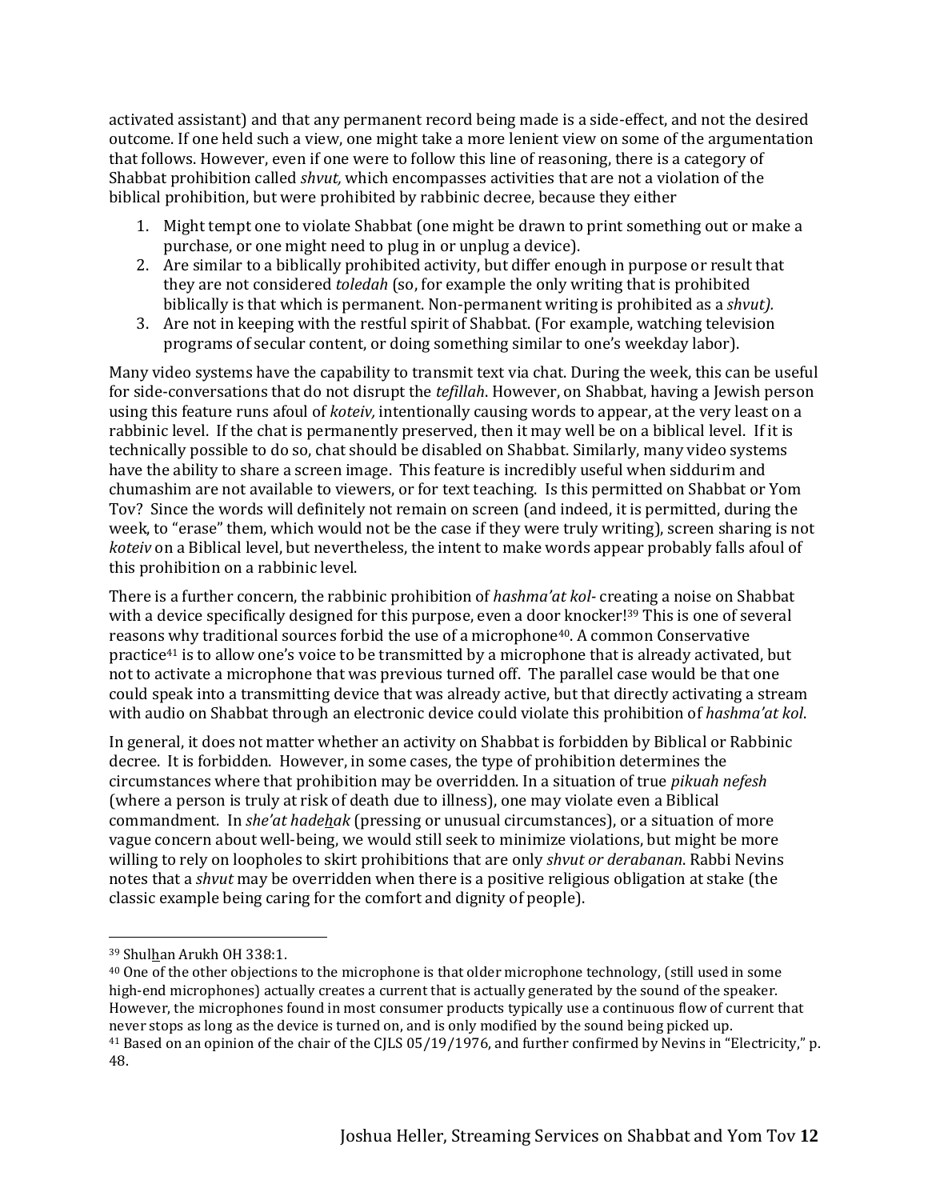activated assistant) and that any permanent record being made is a side-effect, and not the desired outcome. If one held such a view, one might take a more lenient view on some of the argumentation that follows. However, even if one were to follow this line of reasoning, there is a category of Shabbat prohibition called *shvut,* which encompasses activities that are not a violation of the biblical prohibition, but were prohibited by rabbinic decree, because they either

1. Might tempt one to violate Shabbat (one might be drawn to print something out or make a purchase, or one might need to plug in or unplug a device).
2. Are similar to a biblically prohibited activity, but differ enough in purpose or result that they are not considered *toledah* (so, for example the only writing that is prohibited biblically is that which is permanent. Non-permanent writing is prohibited as a *shvut).*
3. Are not in keeping with the restful spirit of Shabbat. (For example, watching television programs of secular content, or doing something similar to one's weekday labor).

Many video systems have the capability to transmit text via chat. During the week, this can be useful for side-conversations that do not disrupt the *tefillah*. However, on Shabbat, having a Jewish person using this feature runs afoul of *koteiv,* intentionally causing words to appear, at the very least on a rabbinic level. If the chat is permanently preserved, then it may well be on a biblical level. If it is technically possible to do so, chat should be disabled on Shabbat. Similarly, many video systems have the ability to share a screen image. This feature is incredibly useful when siddurim and chumashim are not available to viewers, or for text teaching. Is this permitted on Shabbat or Yom Tov? Since the words will definitely not remain on screen (and indeed, it is permitted, during the week, to "erase" them, which would not be the case if they were truly writing), screen sharing is not *koteiv* on a Biblical level, but nevertheless, the intent to make words appear probably falls afoul of this prohibition on a rabbinic level.

There is a further concern, the rabbinic prohibition of *hashma'at kol*- creating a noise on Shabbat with a device specifically designed for this purpose, even a door knocker![39] This is one of several reasons why traditional sources forbid the use of a microphone[40]. A common Conservative practice[41] is to allow one's voice to be transmitted by a microphone that is already activated, but not to activate a microphone that was previous turned off. The parallel case would be that one could speak into a transmitting device that was already active, but that directly activating a stream with audio on Shabbat through an electronic device could violate this prohibition of *hashma'at kol*.

In general, it does not matter whether an activity on Shabbat is forbidden by Biblical or Rabbinic decree. It is forbidden. However, in some cases, the type of prohibition determines the circumstances where that prohibition may be overridden. In a situation of true *pikuah nefesh* (where a person is truly at risk of death due to illness), one may violate even a Biblical commandment. In *she'at hade<u>h</u>ak* (pressing or unusual circumstances), or a situation of more vague concern about well-being, we would still seek to minimize violations, but might be more willing to rely on loopholes to skirt prohibitions that are only *shvut or derabanan*. Rabbi Nevins notes that a *shvut* may be overridden when there is a positive religious obligation at stake (the classic example being caring for the comfort and dignity of people).

---

[39] Shul<u>h</u>an Arukh OH 338:1.

[40] One of the other objections to the microphone is that older microphone technology, (still used in some high-end microphones) actually creates a current that is actually generated by the sound of the speaker. However, the microphones found in most consumer products typically use a continuous flow of current that never stops as long as the device is turned on, and is only modified by the sound being picked up.

[41] Based on an opinion of the chair of the CJLS 05/19/1976, and further confirmed by Nevins in "Electricity," p. 48.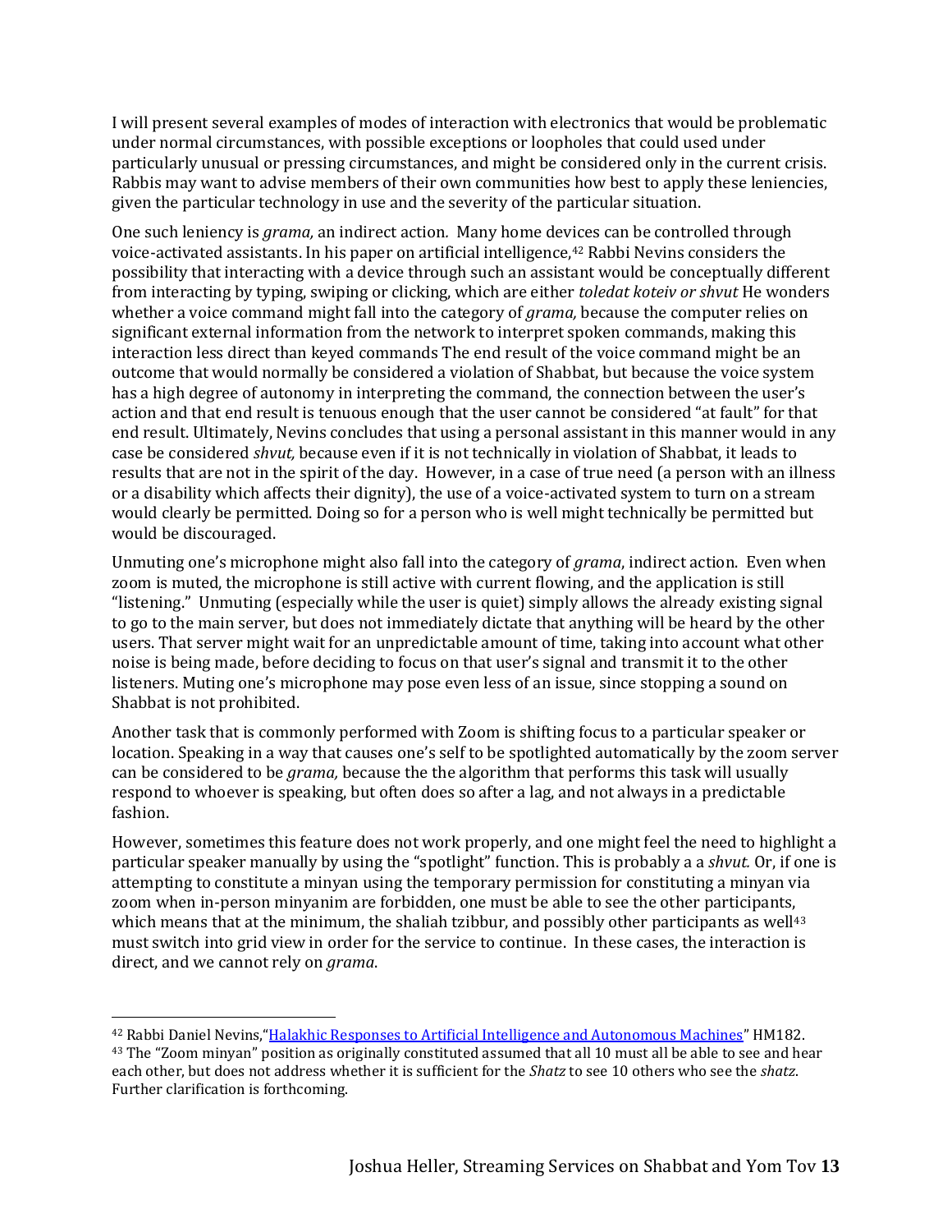I will present several examples of modes of interaction with electronics that would be problematic under normal circumstances, with possible exceptions or loopholes that could used under particularly unusual or pressing circumstances, and might be considered only in the current crisis. Rabbis may want to advise members of their own communities how best to apply these leniencies, given the particular technology in use and the severity of the particular situation.

One such leniency is *grama,* an indirect action. Many home devices can be controlled through voice-activated assistants. In his paper on artificial intelligence,[42] Rabbi Nevins considers the possibility that interacting with a device through such an assistant would be conceptually different from interacting by typing, swiping or clicking, which are either *toledat koteiv or shvut* He wonders whether a voice command might fall into the category of *grama,* because the computer relies on significant external information from the network to interpret spoken commands, making this interaction less direct than keyed commands The end result of the voice command might be an outcome that would normally be considered a violation of Shabbat, but because the voice system has a high degree of autonomy in interpreting the command, the connection between the user's action and that end result is tenuous enough that the user cannot be considered "at fault" for that end result. Ultimately, Nevins concludes that using a personal assistant in this manner would in any case be considered *shvut,* because even if it is not technically in violation of Shabbat, it leads to results that are not in the spirit of the day. However, in a case of true need (a person with an illness or a disability which affects their dignity), the use of a voice-activated system to turn on a stream would clearly be permitted. Doing so for a person who is well might technically be permitted but would be discouraged.

Unmuting one's microphone might also fall into the category of *grama*, indirect action. Even when zoom is muted, the microphone is still active with current flowing, and the application is still "listening." Unmuting (especially while the user is quiet) simply allows the already existing signal to go to the main server, but does not immediately dictate that anything will be heard by the other users. That server might wait for an unpredictable amount of time, taking into account what other noise is being made, before deciding to focus on that user's signal and transmit it to the other listeners. Muting one's microphone may pose even less of an issue, since stopping a sound on Shabbat is not prohibited.

Another task that is commonly performed with Zoom is shifting focus to a particular speaker or location. Speaking in a way that causes one's self to be spotlighted automatically by the zoom server can be considered to be *grama,* because the the algorithm that performs this task will usually respond to whoever is speaking, but often does so after a lag, and not always in a predictable fashion.

However, sometimes this feature does not work properly, and one might feel the need to highlight a particular speaker manually by using the "spotlight" function. This is probably a a *shvut.* Or, if one is attempting to constitute a minyan using the temporary permission for constituting a minyan via zoom when in-person minyanim are forbidden, one must be able to see the other participants, which means that at the minimum, the shaliah tzibbur, and possibly other participants as well[43] must switch into grid view in order for the service to continue. In these cases, the interaction is direct, and we cannot rely on *grama*.

---

[42] Rabbi Daniel Nevins,"Halakhic Responses to Artificial Intelligence and Autonomous Machines" HM182.

[43] The "Zoom minyan" position as originally constituted assumed that all 10 must all be able to see and hear each other, but does not address whether it is sufficient for the *Shatz* to see 10 others who see the *shatz*. Further clarification is forthcoming.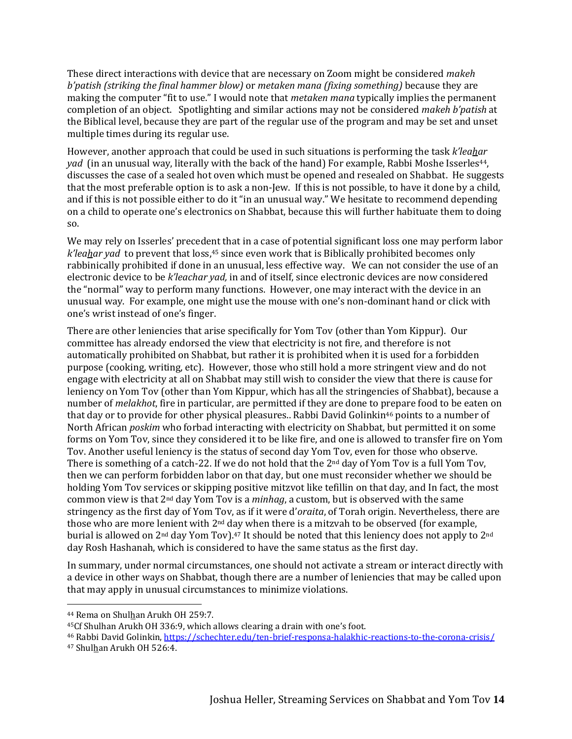These direct interactions with device that are necessary on Zoom might be considered *makeh b'patish (striking the final hammer blow)* or *metaken mana (fixing something)* because they are making the computer "fit to use." I would note that *metaken mana* typically implies the permanent completion of an object. Spotlighting and similar actions may not be considered *makeh b'patish* at the Biblical level, because they are part of the regular use of the program and may be set and unset multiple times during its regular use.

However, another approach that could be used in such situations is performing the task *k'leahar yad* (in an unusual way, literally with the back of the hand) For example, Rabbi Moshe Isserles[44], discusses the case of a sealed hot oven which must be opened and resealed on Shabbat. He suggests that the most preferable option is to ask a non-Jew. If this is not possible, to have it done by a child, and if this is not possible either to do it "in an unusual way." We hesitate to recommend depending on a child to operate one's electronics on Shabbat, because this will further habituate them to doing so.

We may rely on Isserles' precedent that in a case of potential significant loss one may perform labor *k'leahar yad* to prevent that loss,[45] since even work that is Biblically prohibited becomes only rabbinically prohibited if done in an unusual, less effective way. We can not consider the use of an electronic device to be *k'leachar yad,* in and of itself, since electronic devices are now considered the "normal" way to perform many functions. However, one may interact with the device in an unusual way. For example, one might use the mouse with one's non-dominant hand or click with one's wrist instead of one's finger.

There are other leniencies that arise specifically for Yom Tov (other than Yom Kippur). Our committee has already endorsed the view that electricity is not fire, and therefore is not automatically prohibited on Shabbat, but rather it is prohibited when it is used for a forbidden purpose (cooking, writing, etc). However, those who still hold a more stringent view and do not engage with electricity at all on Shabbat may still wish to consider the view that there is cause for leniency on Yom Tov (other than Yom Kippur, which has all the stringencies of Shabbat), because a number of *melakhot*, fire in particular, are permitted if they are done to prepare food to be eaten on that day or to provide for other physical pleasures.. Rabbi David Golinkin[46] points to a number of North African *poskim* who forbad interacting with electricity on Shabbat, but permitted it on some forms on Yom Tov, since they considered it to be like fire, and one is allowed to transfer fire on Yom Tov. Another useful leniency is the status of second day Yom Tov, even for those who observe. There is something of a catch-22. If we do not hold that the 2nd day of Yom Tov is a full Yom Tov, then we can perform forbidden labor on that day, but one must reconsider whether we should be holding Yom Tov services or skipping positive mitzvot like tefillin on that day, and In fact, the most common view is that 2nd day Yom Tov is a *minhag*, a custom, but is observed with the same stringency as the first day of Yom Tov, as if it were d'*oraita*, of Torah origin. Nevertheless, there are those who are more lenient with 2nd day when there is a mitzvah to be observed (for example, burial is allowed on 2nd day Yom Tov).[47] It should be noted that this leniency does not apply to 2nd day Rosh Hashanah, which is considered to have the same status as the first day.

In summary, under normal circumstances, one should not activate a stream or interact directly with a device in other ways on Shabbat, though there are a number of leniencies that may be called upon that may apply in unusual circumstances to minimize violations.

---

[44] Rema on Shulhan Arukh OH 259:7.

[45] Cf Shulhan Arukh OH 336:9, which allows clearing a drain with one's foot.

[46] Rabbi David Golinkin, https://schechter.edu/ten-brief-responsa-halakhic-reactions-to-the-corona-crisis/

[47] Shulhan Arukh OH 526:4.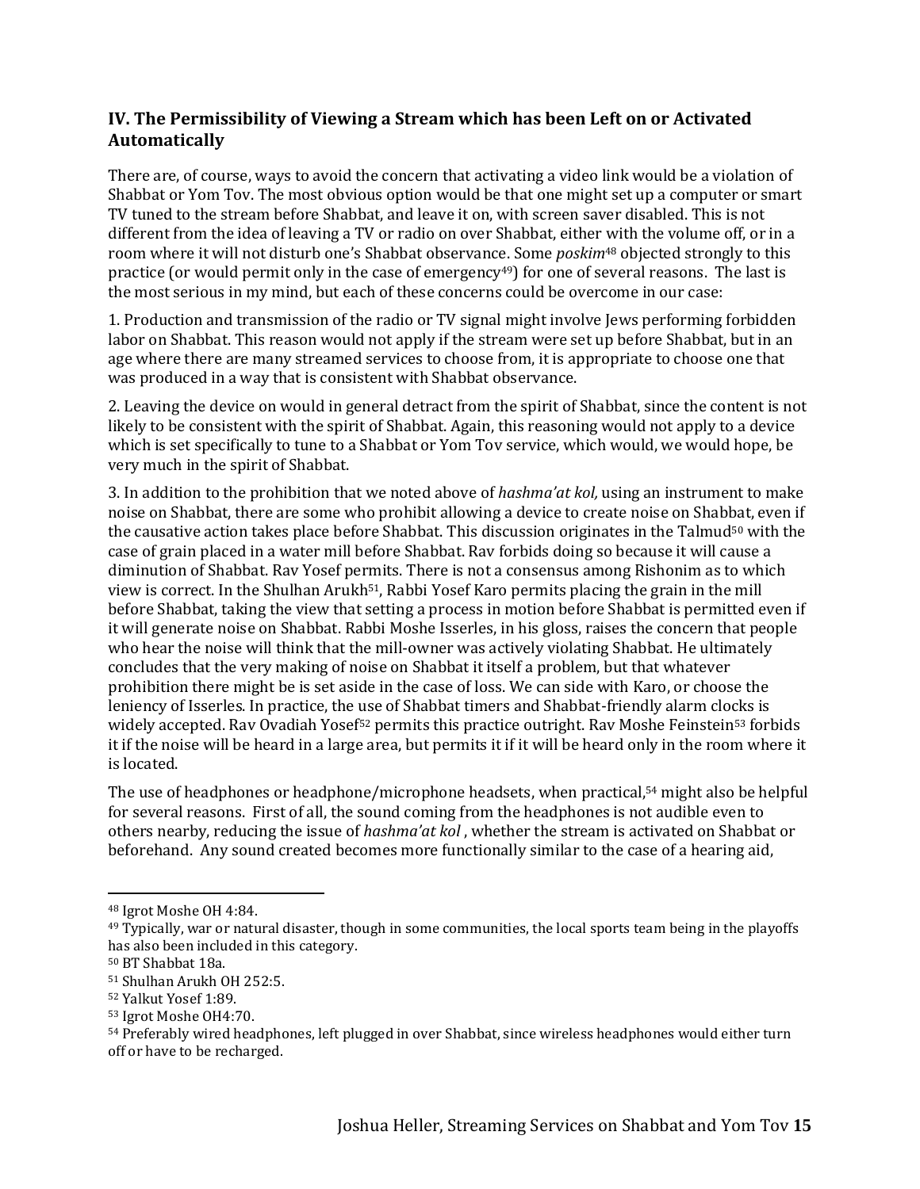## IV. The Permissibility of Viewing a Stream which has been Left on or Activated Automatically

There are, of course, ways to avoid the concern that activating a video link would be a violation of Shabbat or Yom Tov. The most obvious option would be that one might set up a computer or smart TV tuned to the stream before Shabbat, and leave it on, with screen saver disabled. This is not different from the idea of leaving a TV or radio on over Shabbat, either with the volume off, or in a room where it will not disturb one's Shabbat observance. Some *poskim*[48] objected strongly to this practice (or would permit only in the case of emergency[49]) for one of several reasons. The last is the most serious in my mind, but each of these concerns could be overcome in our case:

1. Production and transmission of the radio or TV signal might involve Jews performing forbidden labor on Shabbat. This reason would not apply if the stream were set up before Shabbat, but in an age where there are many streamed services to choose from, it is appropriate to choose one that was produced in a way that is consistent with Shabbat observance.

2. Leaving the device on would in general detract from the spirit of Shabbat, since the content is not likely to be consistent with the spirit of Shabbat. Again, this reasoning would not apply to a device which is set specifically to tune to a Shabbat or Yom Tov service, which would, we would hope, be very much in the spirit of Shabbat.

3. In addition to the prohibition that we noted above of *hashma'at kol,* using an instrument to make noise on Shabbat, there are some who prohibit allowing a device to create noise on Shabbat, even if the causative action takes place before Shabbat. This discussion originates in the Talmud[50] with the case of grain placed in a water mill before Shabbat. Rav forbids doing so because it will cause a diminution of Shabbat. Rav Yosef permits. There is not a consensus among Rishonim as to which view is correct. In the Shulhan Arukh[51], Rabbi Yosef Karo permits placing the grain in the mill before Shabbat, taking the view that setting a process in motion before Shabbat is permitted even if it will generate noise on Shabbat. Rabbi Moshe Isserles, in his gloss, raises the concern that people who hear the noise will think that the mill-owner was actively violating Shabbat. He ultimately concludes that the very making of noise on Shabbat it itself a problem, but that whatever prohibition there might be is set aside in the case of loss. We can side with Karo, or choose the leniency of Isserles. In practice, the use of Shabbat timers and Shabbat-friendly alarm clocks is widely accepted. Rav Ovadiah Yosef[52] permits this practice outright. Rav Moshe Feinstein[53] forbids it if the noise will be heard in a large area, but permits it if it will be heard only in the room where it is located.

The use of headphones or headphone/microphone headsets, when practical,[54] might also be helpful for several reasons. First of all, the sound coming from the headphones is not audible even to others nearby, reducing the issue of *hashma'at kol* , whether the stream is activated on Shabbat or beforehand. Any sound created becomes more functionally similar to the case of a hearing aid,

---

[48] Igrot Moshe OH 4:84.

[49] Typically, war or natural disaster, though in some communities, the local sports team being in the playoffs has also been included in this category.

[50] BT Shabbat 18a.

[51] Shulhan Arukh OH 252:5.

[52] Yalkut Yosef 1:89.

[53] Igrot Moshe OH4:70.

[54] Preferably wired headphones, left plugged in over Shabbat, since wireless headphones would either turn off or have to be recharged.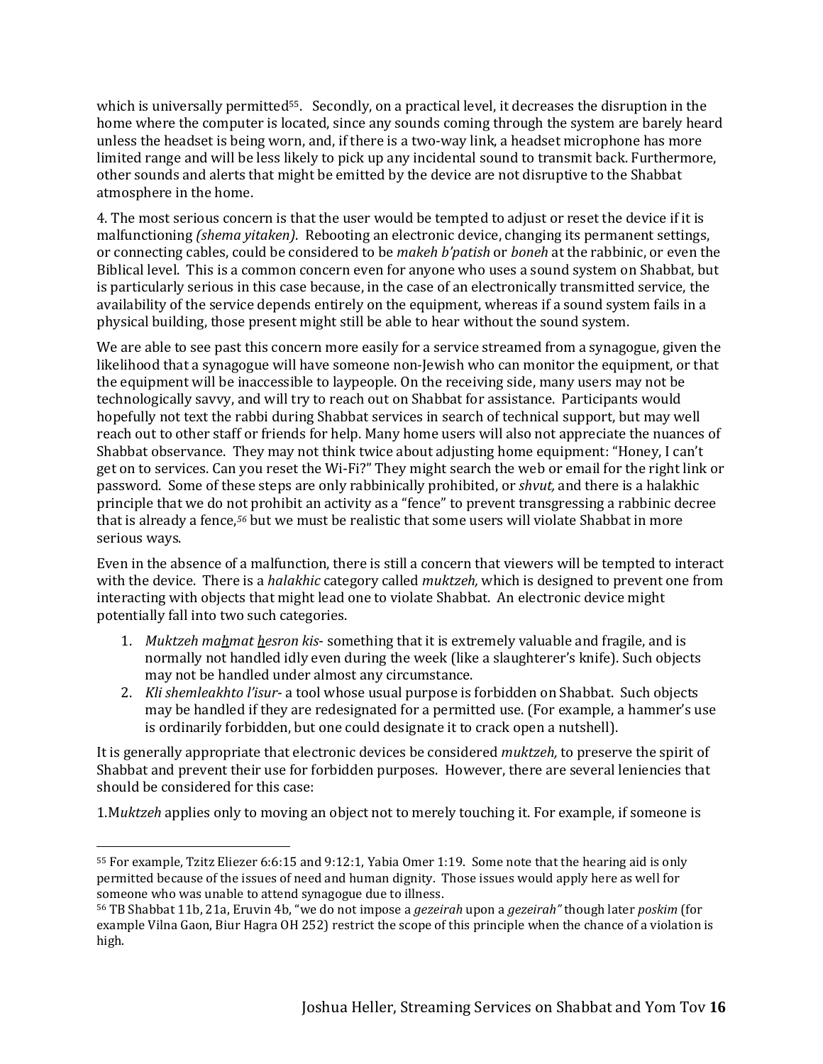which is universally permitted[55]. Secondly, on a practical level, it decreases the disruption in the home where the computer is located, since any sounds coming through the system are barely heard unless the headset is being worn, and, if there is a two-way link, a headset microphone has more limited range and will be less likely to pick up any incidental sound to transmit back. Furthermore, other sounds and alerts that might be emitted by the device are not disruptive to the Shabbat atmosphere in the home.

4. The most serious concern is that the user would be tempted to adjust or reset the device if it is malfunctioning *(shema yitaken)*. Rebooting an electronic device, changing its permanent settings, or connecting cables, could be considered to be *makeh b'patish* or *boneh* at the rabbinic, or even the Biblical level. This is a common concern even for anyone who uses a sound system on Shabbat, but is particularly serious in this case because, in the case of an electronically transmitted service, the availability of the service depends entirely on the equipment, whereas if a sound system fails in a physical building, those present might still be able to hear without the sound system.

We are able to see past this concern more easily for a service streamed from a synagogue, given the likelihood that a synagogue will have someone non-Jewish who can monitor the equipment, or that the equipment will be inaccessible to laypeople. On the receiving side, many users may not be technologically savvy, and will try to reach out on Shabbat for assistance. Participants would hopefully not text the rabbi during Shabbat services in search of technical support, but may well reach out to other staff or friends for help. Many home users will also not appreciate the nuances of Shabbat observance. They may not think twice about adjusting home equipment: "Honey, I can't get on to services. Can you reset the Wi-Fi?" They might search the web or email for the right link or password. Some of these steps are only rabbinically prohibited, or *shvut,* and there is a halakhic principle that we do not prohibit an activity as a "fence" to prevent transgressing a rabbinic decree that is already a fence,[56] but we must be realistic that some users will violate Shabbat in more serious ways.

Even in the absence of a malfunction, there is still a concern that viewers will be tempted to interact with the device. There is a *halakhic* category called *muktzeh,* which is designed to prevent one from interacting with objects that might lead one to violate Shabbat. An electronic device might potentially fall into two such categories.

1. *Muktzeh ma<u>h</u>mat <u>h</u>esron kis*- something that it is extremely valuable and fragile, and is normally not handled idly even during the week (like a slaughterer's knife). Such objects may not be handled under almost any circumstance.
2. *Kli shemleakhto l'isur*- a tool whose usual purpose is forbidden on Shabbat. Such objects may be handled if they are redesignated for a permitted use. (For example, a hammer's use is ordinarily forbidden, but one could designate it to crack open a nutshell).

It is generally appropriate that electronic devices be considered *muktzeh,* to preserve the spirit of Shabbat and prevent their use for forbidden purposes. However, there are several leniencies that should be considered for this case:

1.M*uktzeh* applies only to moving an object not to merely touching it. For example, if someone is

---

[55] For example, Tzitz Eliezer 6:6:15 and 9:12:1, Yabia Omer 1:19. Some note that the hearing aid is only permitted because of the issues of need and human dignity. Those issues would apply here as well for someone who was unable to attend synagogue due to illness.

[56] TB Shabbat 11b, 21a, Eruvin 4b, "we do not impose a *gezeirah* upon a *gezeirah"* though later *poskim* (for example Vilna Gaon, Biur Hagra OH 252) restrict the scope of this principle when the chance of a violation is high.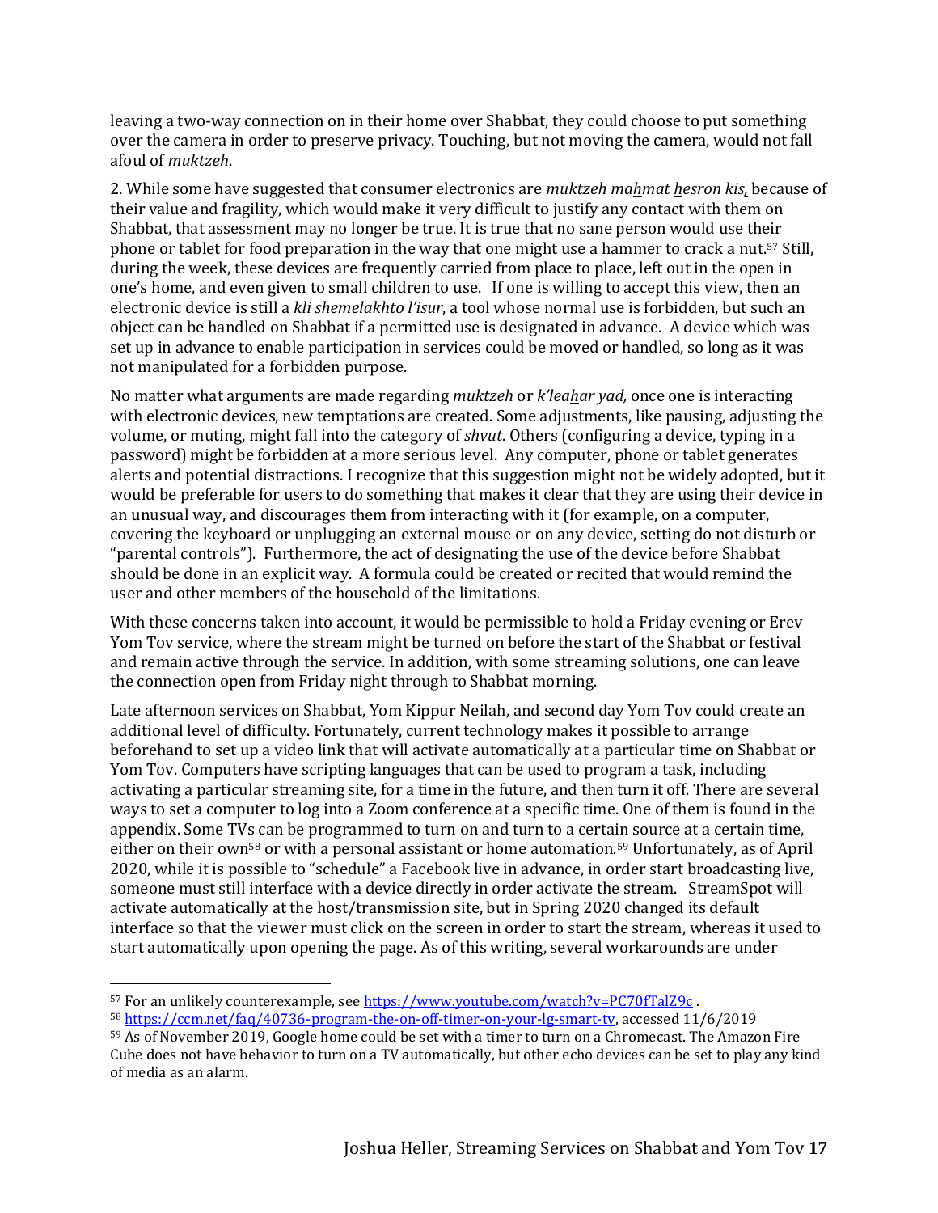leaving a two-way connection on in their home over Shabbat, they could choose to put something over the camera in order to preserve privacy. Touching, but not moving the camera, would not fall afoul of *muktzeh*.

2. While some have suggested that consumer electronics are *muktzeh mahmat hesron kis*, because of their value and fragility, which would make it very difficult to justify any contact with them on Shabbat, that assessment may no longer be true. It is true that no sane person would use their phone or tablet for food preparation in the way that one might use a hammer to crack a nut.[57] Still, during the week, these devices are frequently carried from place to place, left out in the open in one's home, and even given to small children to use. If one is willing to accept this view, then an electronic device is still a *kli shemelakhto l'isur*, a tool whose normal use is forbidden, but such an object can be handled on Shabbat if a permitted use is designated in advance. A device which was set up in advance to enable participation in services could be moved or handled, so long as it was not manipulated for a forbidden purpose.

No matter what arguments are made regarding *muktzeh* or *k'leahar yad,* once one is interacting with electronic devices, new temptations are created. Some adjustments, like pausing, adjusting the volume, or muting, might fall into the category of *shvut*. Others (configuring a device, typing in a password) might be forbidden at a more serious level. Any computer, phone or tablet generates alerts and potential distractions. I recognize that this suggestion might not be widely adopted, but it would be preferable for users to do something that makes it clear that they are using their device in an unusual way, and discourages them from interacting with it (for example, on a computer, covering the keyboard or unplugging an external mouse or on any device, setting do not disturb or "parental controls"). Furthermore, the act of designating the use of the device before Shabbat should be done in an explicit way. A formula could be created or recited that would remind the user and other members of the household of the limitations.

With these concerns taken into account, it would be permissible to hold a Friday evening or Erev Yom Tov service, where the stream might be turned on before the start of the Shabbat or festival and remain active through the service. In addition, with some streaming solutions, one can leave the connection open from Friday night through to Shabbat morning.

Late afternoon services on Shabbat, Yom Kippur Neilah, and second day Yom Tov could create an additional level of difficulty. Fortunately, current technology makes it possible to arrange beforehand to set up a video link that will activate automatically at a particular time on Shabbat or Yom Tov. Computers have scripting languages that can be used to program a task, including activating a particular streaming site, for a time in the future, and then turn it off. There are several ways to set a computer to log into a Zoom conference at a specific time. One of them is found in the appendix. Some TVs can be programmed to turn on and turn to a certain source at a certain time, either on their own[58] or with a personal assistant or home automation.[59] Unfortunately, as of April 2020, while it is possible to "schedule" a Facebook live in advance, in order start broadcasting live, someone must still interface with a device directly in order activate the stream. StreamSpot will activate automatically at the host/transmission site, but in Spring 2020 changed its default interface so that the viewer must click on the screen in order to start the stream, whereas it used to start automatically upon opening the page. As of this writing, several workarounds are under

---

[57] For an unlikely counterexample, see https://www.youtube.com/watch?v=PC70fTalZ9c .

[58] https://ccm.net/faq/40736-program-the-on-off-timer-on-your-lg-smart-tv, accessed 11/6/2019

[59] As of November 2019, Google home could be set with a timer to turn on a Chromecast. The Amazon Fire Cube does not have behavior to turn on a TV automatically, but other echo devices can be set to play any kind of media as an alarm.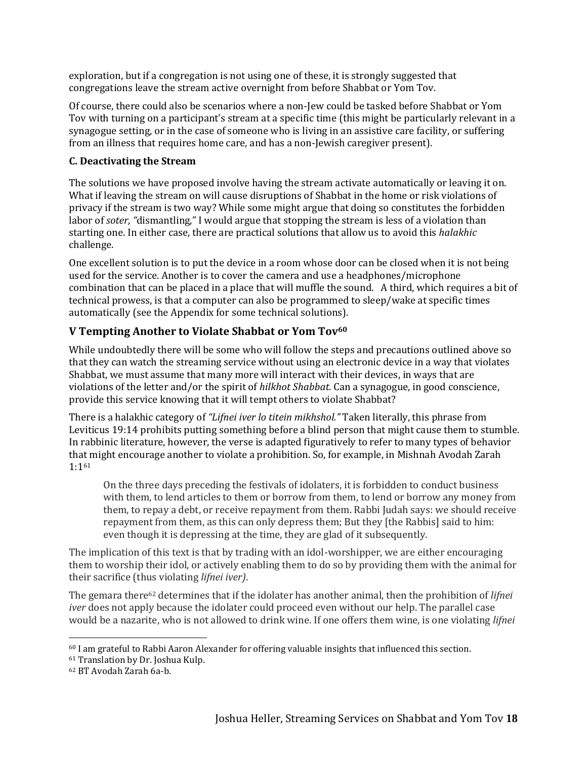exploration, but if a congregation is not using one of these, it is strongly suggested that congregations leave the stream active overnight from before Shabbat or Yom Tov.

Of course, there could also be scenarios where a non-Jew could be tasked before Shabbat or Yom Tov with turning on a participant's stream at a specific time (this might be particularly relevant in a synagogue setting, or in the case of someone who is living in an assistive care facility, or suffering from an illness that requires home care, and has a non-Jewish caregiver present).

### C. Deactivating the Stream

The solutions we have proposed involve having the stream activate automatically or leaving it on. What if leaving the stream on will cause disruptions of Shabbat in the home or risk violations of privacy if the stream is two way? While some might argue that doing so constitutes the forbidden labor of *soter, "*dismantling," I would argue that stopping the stream is less of a violation than starting one. In either case, there are practical solutions that allow us to avoid this *halakhic* challenge.

One excellent solution is to put the device in a room whose door can be closed when it is not being used for the service. Another is to cover the camera and use a headphones/microphone combination that can be placed in a place that will muffle the sound. A third, which requires a bit of technical prowess, is that a computer can also be programmed to sleep/wake at specific times automatically (see the Appendix for some technical solutions).

## V Tempting Another to Violate Shabbat or Yom Tov[60]

While undoubtedly there will be some who will follow the steps and precautions outlined above so that they can watch the streaming service without using an electronic device in a way that violates Shabbat, we must assume that many more will interact with their devices, in ways that are violations of the letter and/or the spirit of *hilkhot Shabbat.* Can a synagogue, in good conscience, provide this service knowing that it will tempt others to violate Shabbat?

There is a halakhic category of *"Lifnei iver lo titein mikhshol."* Taken literally, this phrase from Leviticus 19:14 prohibits putting something before a blind person that might cause them to stumble. In rabbinic literature, however, the verse is adapted figuratively to refer to many types of behavior that might encourage another to violate a prohibition. So, for example, in Mishnah Avodah Zarah 1:1[61]

> On the three days preceding the festivals of idolaters, it is forbidden to conduct business with them, to lend articles to them or borrow from them, to lend or borrow any money from them, to repay a debt, or receive repayment from them. Rabbi Judah says: we should receive repayment from them, as this can only depress them; But they [the Rabbis] said to him: even though it is depressing at the time, they are glad of it subsequently.

The implication of this text is that by trading with an idol-worshipper, we are either encouraging them to worship their idol, or actively enabling them to do so by providing them with the animal for their sacrifice (thus violating *lifnei iver)*.

The gemara there[62] determines that if the idolater has another animal, then the prohibition of *lifnei iver* does not apply because the idolater could proceed even without our help. The parallel case would be a nazarite, who is not allowed to drink wine. If one offers them wine, is one violating *lifnei*

---

[60] I am grateful to Rabbi Aaron Alexander for offering valuable insights that influenced this section.

[61] Translation by Dr. Joshua Kulp.

[62] BT Avodah Zarah 6a-b.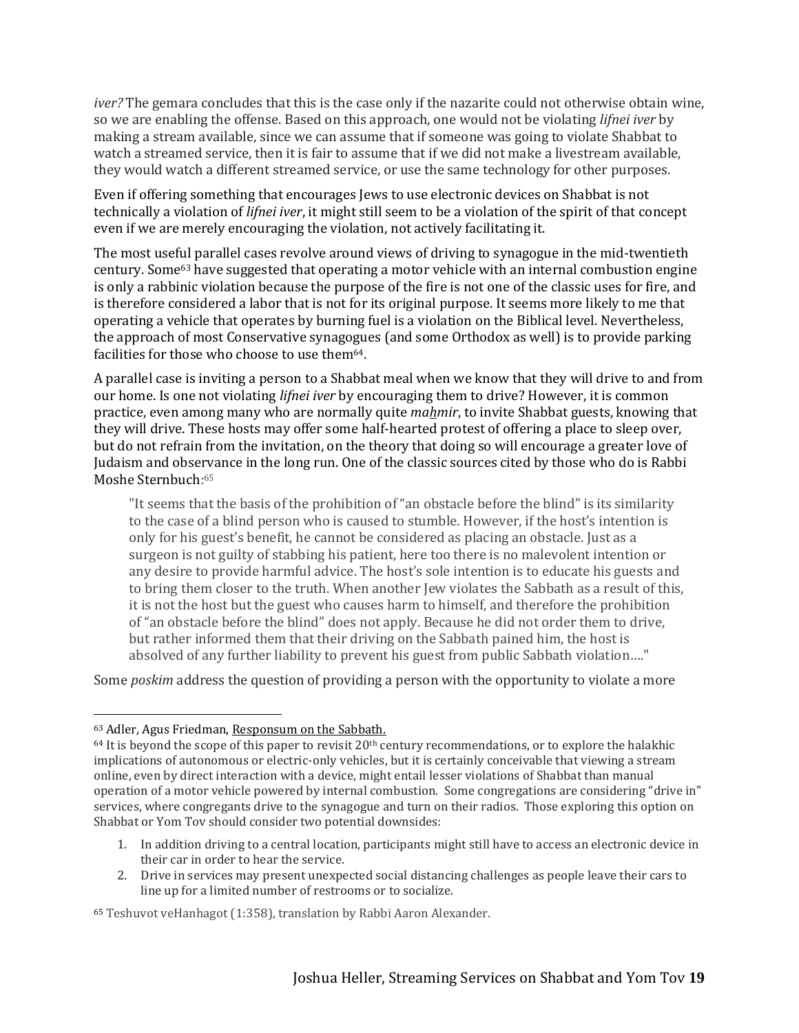*iver?* The gemara concludes that this is the case only if the nazarite could not otherwise obtain wine, so we are enabling the offense. Based on this approach, one would not be violating *lifnei iver* by making a stream available, since we can assume that if someone was going to violate Shabbat to watch a streamed service, then it is fair to assume that if we did not make a livestream available, they would watch a different streamed service, or use the same technology for other purposes.

Even if offering something that encourages Jews to use electronic devices on Shabbat is not technically a violation of *lifnei iver*, it might still seem to be a violation of the spirit of that concept even if we are merely encouraging the violation, not actively facilitating it.

The most useful parallel cases revolve around views of driving to synagogue in the mid-twentieth century. Some[63] have suggested that operating a motor vehicle with an internal combustion engine is only a rabbinic violation because the purpose of the fire is not one of the classic uses for fire, and is therefore considered a labor that is not for its original purpose. It seems more likely to me that operating a vehicle that operates by burning fuel is a violation on the Biblical level. Nevertheless, the approach of most Conservative synagogues (and some Orthodox as well) is to provide parking facilities for those who choose to use them[64].

A parallel case is inviting a person to a Shabbat meal when we know that they will drive to and from our home. Is one not violating *lifnei iver* by encouraging them to drive? However, it is common practice, even among many who are normally quite *ma<u>h</u>mir*, to invite Shabbat guests, knowing that they will drive. These hosts may offer some half-hearted protest of offering a place to sleep over, but do not refrain from the invitation, on the theory that doing so will encourage a greater love of Judaism and observance in the long run. One of the classic sources cited by those who do is Rabbi Moshe Sternbuch:[65]

> "It seems that the basis of the prohibition of "an obstacle before the blind" is its similarity to the case of a blind person who is caused to stumble. However, if the host's intention is only for his guest's benefit, he cannot be considered as placing an obstacle. Just as a surgeon is not guilty of stabbing his patient, here too there is no malevolent intention or any desire to provide harmful advice. The host's sole intention is to educate his guests and to bring them closer to the truth. When another Jew violates the Sabbath as a result of this, it is not the host but the guest who causes harm to himself, and therefore the prohibition of "an obstacle before the blind" does not apply. Because he did not order them to drive, but rather informed them that their driving on the Sabbath pained him, the host is absolved of any further liability to prevent his guest from public Sabbath violation…."

Some *poskim* address the question of providing a person with the opportunity to violate a more

---

[63] Adler, Agus Friedman, Responsum on the Sabbath.

[64] It is beyond the scope of this paper to revisit 20th century recommendations, or to explore the halakhic implications of autonomous or electric-only vehicles, but it is certainly conceivable that viewing a stream online, even by direct interaction with a device, might entail lesser violations of Shabbat than manual operation of a motor vehicle powered by internal combustion. Some congregations are considering "drive in" services, where congregants drive to the synagogue and turn on their radios. Those exploring this option on Shabbat or Yom Tov should consider two potential downsides:

1. In addition driving to a central location, participants might still have to access an electronic device in their car in order to hear the service.
2. Drive in services may present unexpected social distancing challenges as people leave their cars to line up for a limited number of restrooms or to socialize.

[65] Teshuvot veHanhagot (1:358), translation by Rabbi Aaron Alexander.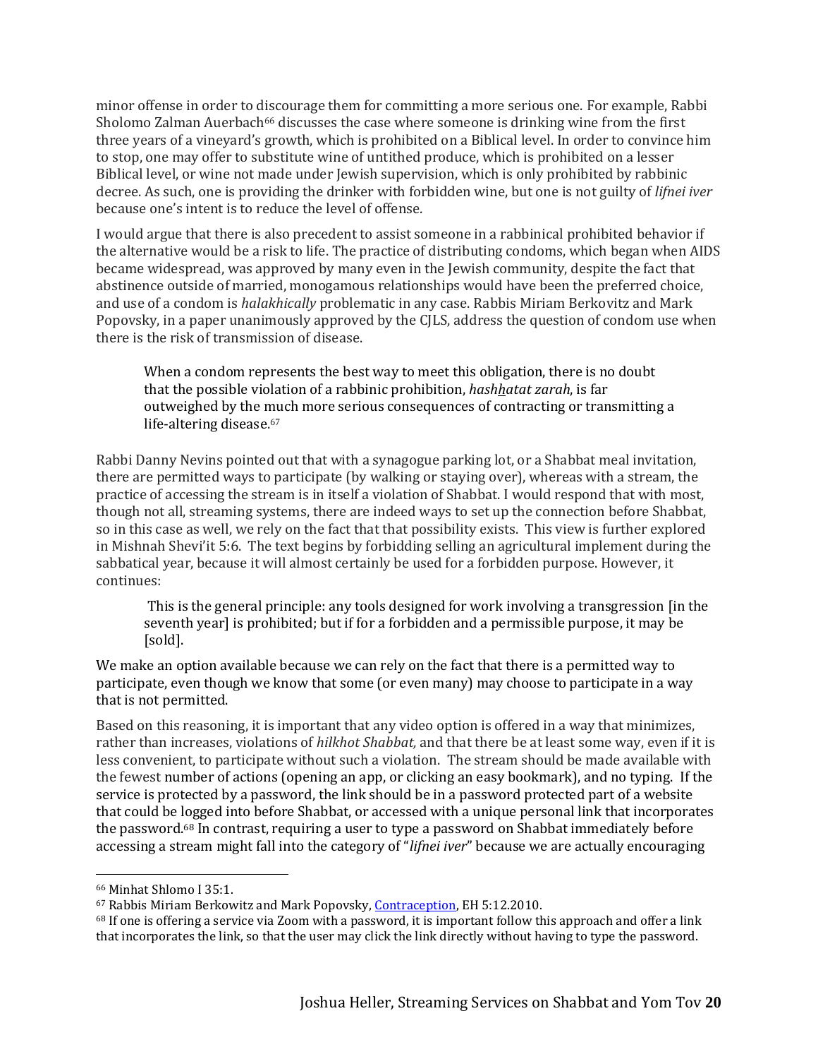minor offense in order to discourage them for committing a more serious one. For example, Rabbi Sholomo Zalman Auerbach[66] discusses the case where someone is drinking wine from the first three years of a vineyard's growth, which is prohibited on a Biblical level. In order to convince him to stop, one may offer to substitute wine of untithed produce, which is prohibited on a lesser Biblical level, or wine not made under Jewish supervision, which is only prohibited by rabbinic decree. As such, one is providing the drinker with forbidden wine, but one is not guilty of *lifnei iver* because one's intent is to reduce the level of offense.

I would argue that there is also precedent to assist someone in a rabbinical prohibited behavior if the alternative would be a risk to life. The practice of distributing condoms, which began when AIDS became widespread, was approved by many even in the Jewish community, despite the fact that abstinence outside of married, monogamous relationships would have been the preferred choice, and use of a condom is *halakhically* problematic in any case. Rabbis Miriam Berkovitz and Mark Popovsky, in a paper unanimously approved by the CJLS, address the question of condom use when there is the risk of transmission of disease.

> When a condom represents the best way to meet this obligation, there is no doubt that the possible violation of a rabbinic prohibition, *hash<u>h</u>atat zarah*, is far outweighed by the much more serious consequences of contracting or transmitting a life-altering disease.[67]

Rabbi Danny Nevins pointed out that with a synagogue parking lot, or a Shabbat meal invitation, there are permitted ways to participate (by walking or staying over), whereas with a stream, the practice of accessing the stream is in itself a violation of Shabbat. I would respond that with most, though not all, streaming systems, there are indeed ways to set up the connection before Shabbat, so in this case as well, we rely on the fact that that possibility exists. This view is further explored in Mishnah Shevi'it 5:6. The text begins by forbidding selling an agricultural implement during the sabbatical year, because it will almost certainly be used for a forbidden purpose. However, it continues:

> This is the general principle: any tools designed for work involving a transgression [in the seventh year] is prohibited; but if for a forbidden and a permissible purpose, it may be [sold].

We make an option available because we can rely on the fact that there is a permitted way to participate, even though we know that some (or even many) may choose to participate in a way that is not permitted.

Based on this reasoning, it is important that any video option is offered in a way that minimizes, rather than increases, violations of *hilkhot Shabbat,* and that there be at least some way, even if it is less convenient, to participate without such a violation. The stream should be made available with the fewest number of actions (opening an app, or clicking an easy bookmark), and no typing. If the service is protected by a password, the link should be in a password protected part of a website that could be logged into before Shabbat, or accessed with a unique personal link that incorporates the password.[68] In contrast, requiring a user to type a password on Shabbat immediately before accessing a stream might fall into the category of "*lifnei iver*" because we are actually encouraging

---

[66] Minhat Shlomo I 35:1.

[67] Rabbis Miriam Berkovitz and Mark Popovsky, Contraception, EH 5:12.2010.

[68] If one is offering a service via Zoom with a password, it is important follow this approach and offer a link that incorporates the link, so that the user may click the link directly without having to type the password.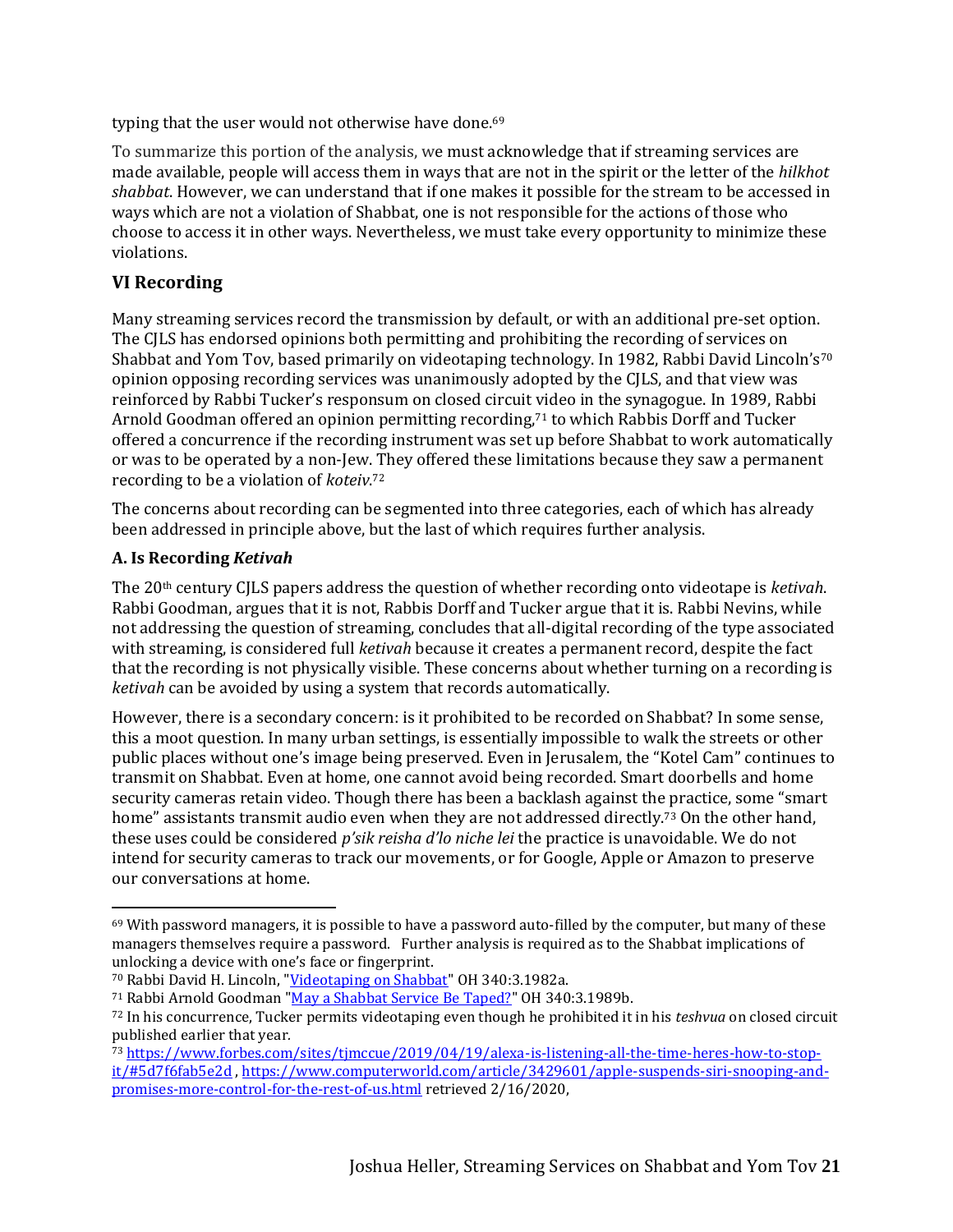typing that the user would not otherwise have done.[69]

To summarize this portion of the analysis, we must acknowledge that if streaming services are made available, people will access them in ways that are not in the spirit or the letter of the *hilkhot shabbat*. However, we can understand that if one makes it possible for the stream to be accessed in ways which are not a violation of Shabbat, one is not responsible for the actions of those who choose to access it in other ways. Nevertheless, we must take every opportunity to minimize these violations.

## VI Recording

Many streaming services record the transmission by default, or with an additional pre-set option. The CJLS has endorsed opinions both permitting and prohibiting the recording of services on Shabbat and Yom Tov, based primarily on videotaping technology. In 1982, Rabbi David Lincoln's[70] opinion opposing recording services was unanimously adopted by the CJLS, and that view was reinforced by Rabbi Tucker's responsum on closed circuit video in the synagogue. In 1989, Rabbi Arnold Goodman offered an opinion permitting recording,[71] to which Rabbis Dorff and Tucker offered a concurrence if the recording instrument was set up before Shabbat to work automatically or was to be operated by a non-Jew. They offered these limitations because they saw a permanent recording to be a violation of *koteiv*.[72]

The concerns about recording can be segmented into three categories, each of which has already been addressed in principle above, but the last of which requires further analysis.

### A. Is Recording *Ketivah*

The 20th century CJLS papers address the question of whether recording onto videotape is *ketivah*. Rabbi Goodman, argues that it is not, Rabbis Dorff and Tucker argue that it is. Rabbi Nevins, while not addressing the question of streaming, concludes that all-digital recording of the type associated with streaming, is considered full *ketivah* because it creates a permanent record, despite the fact that the recording is not physically visible. These concerns about whether turning on a recording is *ketivah* can be avoided by using a system that records automatically.

However, there is a secondary concern: is it prohibited to be recorded on Shabbat? In some sense, this a moot question. In many urban settings, is essentially impossible to walk the streets or other public places without one's image being preserved. Even in Jerusalem, the "Kotel Cam" continues to transmit on Shabbat. Even at home, one cannot avoid being recorded. Smart doorbells and home security cameras retain video. Though there has been a backlash against the practice, some "smart home" assistants transmit audio even when they are not addressed directly.[73] On the other hand, these uses could be considered *p'sik reisha d'lo niche lei* the practice is unavoidable. We do not intend for security cameras to track our movements, or for Google, Apple or Amazon to preserve our conversations at home.

---

[69] With password managers, it is possible to have a password auto-filled by the computer, but many of these managers themselves require a password. Further analysis is required as to the Shabbat implications of unlocking a device with one's face or fingerprint.

[70] Rabbi David H. Lincoln, "Videotaping on Shabbat" OH 340:3.1982a.

[71] Rabbi Arnold Goodman "May a Shabbat Service Be Taped?" OH 340:3.1989b.

[72] In his concurrence, Tucker permits videotaping even though he prohibited it in his *teshvua* on closed circuit published earlier that year.

[73] https://www.forbes.com/sites/tjmccue/2019/04/19/alexa-is-listening-all-the-time-heres-how-to-stop-it/#5d7f6fab5e2d , https://www.computerworld.com/article/3429601/apple-suspends-siri-snooping-and-promises-more-control-for-the-rest-of-us.html retrieved 2/16/2020,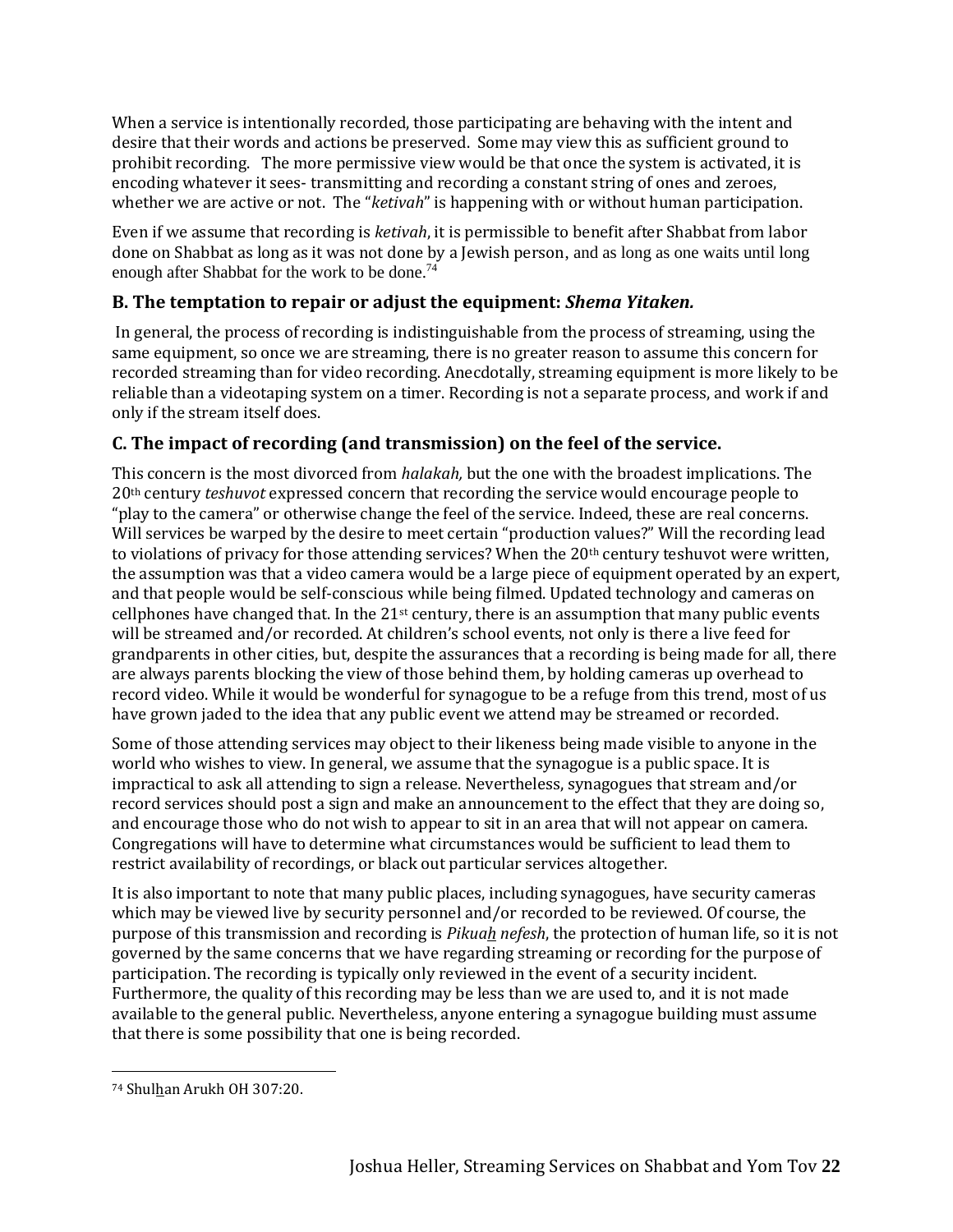When a service is intentionally recorded, those participating are behaving with the intent and desire that their words and actions be preserved. Some may view this as sufficient ground to prohibit recording. The more permissive view would be that once the system is activated, it is encoding whatever it sees- transmitting and recording a constant string of ones and zeroes, whether we are active or not. The "*ketivah*" is happening with or without human participation.

Even if we assume that recording is *ketivah*, it is permissible to benefit after Shabbat from labor done on Shabbat as long as it was not done by a Jewish person, and as long as one waits until long enough after Shabbat for the work to be done.[74]

### B. The temptation to repair or adjust the equipment: *Shema Yitaken.*

In general, the process of recording is indistinguishable from the process of streaming, using the same equipment, so once we are streaming, there is no greater reason to assume this concern for recorded streaming than for video recording. Anecdotally, streaming equipment is more likely to be reliable than a videotaping system on a timer. Recording is not a separate process, and work if and only if the stream itself does.

### C. The impact of recording (and transmission) on the feel of the service.

This concern is the most divorced from *halakah,* but the one with the broadest implications. The 20th century *teshuvot* expressed concern that recording the service would encourage people to "play to the camera" or otherwise change the feel of the service. Indeed, these are real concerns. Will services be warped by the desire to meet certain "production values?" Will the recording lead to violations of privacy for those attending services? When the 20th century teshuvot were written, the assumption was that a video camera would be a large piece of equipment operated by an expert, and that people would be self-conscious while being filmed. Updated technology and cameras on cellphones have changed that. In the 21st century, there is an assumption that many public events will be streamed and/or recorded. At children's school events, not only is there a live feed for grandparents in other cities, but, despite the assurances that a recording is being made for all, there are always parents blocking the view of those behind them, by holding cameras up overhead to record video. While it would be wonderful for synagogue to be a refuge from this trend, most of us have grown jaded to the idea that any public event we attend may be streamed or recorded.

Some of those attending services may object to their likeness being made visible to anyone in the world who wishes to view. In general, we assume that the synagogue is a public space. It is impractical to ask all attending to sign a release. Nevertheless, synagogues that stream and/or record services should post a sign and make an announcement to the effect that they are doing so, and encourage those who do not wish to appear to sit in an area that will not appear on camera. Congregations will have to determine what circumstances would be sufficient to lead them to restrict availability of recordings, or black out particular services altogether.

It is also important to note that many public places, including synagogues, have security cameras which may be viewed live by security personnel and/or recorded to be reviewed. Of course, the purpose of this transmission and recording is *Pikuah nefesh*, the protection of human life, so it is not governed by the same concerns that we have regarding streaming or recording for the purpose of participation. The recording is typically only reviewed in the event of a security incident. Furthermore, the quality of this recording may be less than we are used to, and it is not made available to the general public. Nevertheless, anyone entering a synagogue building must assume that there is some possibility that one is being recorded.

---

[74] Shulhan Arukh OH 307:20.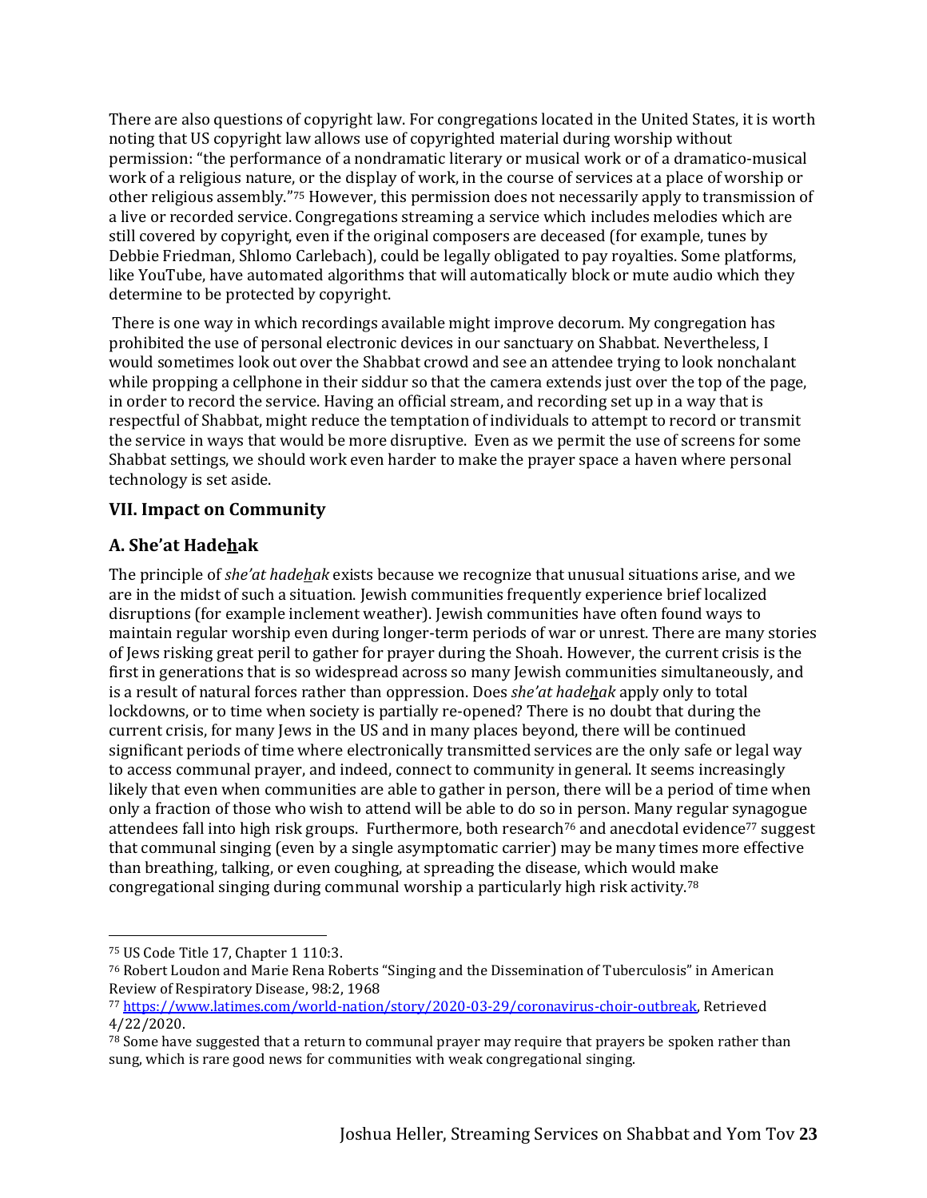There are also questions of copyright law. For congregations located in the United States, it is worth noting that US copyright law allows use of copyrighted material during worship without permission: "the performance of a nondramatic literary or musical work or of a dramatico-musical work of a religious nature, or the display of work, in the course of services at a place of worship or other religious assembly."[75] However, this permission does not necessarily apply to transmission of a live or recorded service. Congregations streaming a service which includes melodies which are still covered by copyright, even if the original composers are deceased (for example, tunes by Debbie Friedman, Shlomo Carlebach), could be legally obligated to pay royalties. Some platforms, like YouTube, have automated algorithms that will automatically block or mute audio which they determine to be protected by copyright.

There is one way in which recordings available might improve decorum. My congregation has prohibited the use of personal electronic devices in our sanctuary on Shabbat. Nevertheless, I would sometimes look out over the Shabbat crowd and see an attendee trying to look nonchalant while propping a cellphone in their siddur so that the camera extends just over the top of the page, in order to record the service. Having an official stream, and recording set up in a way that is respectful of Shabbat, might reduce the temptation of individuals to attempt to record or transmit the service in ways that would be more disruptive. Even as we permit the use of screens for some Shabbat settings, we should work even harder to make the prayer space a haven where personal technology is set aside.

## VII. Impact on Community

### A. She'at Hade<u>h</u>ak

The principle of *she'at hade<u>h</u>ak* exists because we recognize that unusual situations arise, and we are in the midst of such a situation. Jewish communities frequently experience brief localized disruptions (for example inclement weather). Jewish communities have often found ways to maintain regular worship even during longer-term periods of war or unrest. There are many stories of Jews risking great peril to gather for prayer during the Shoah. However, the current crisis is the first in generations that is so widespread across so many Jewish communities simultaneously, and is a result of natural forces rather than oppression. Does *she'at hade<u>h</u>ak* apply only to total lockdowns, or to time when society is partially re-opened? There is no doubt that during the current crisis, for many Jews in the US and in many places beyond, there will be continued significant periods of time where electronically transmitted services are the only safe or legal way to access communal prayer, and indeed, connect to community in general. It seems increasingly likely that even when communities are able to gather in person, there will be a period of time when only a fraction of those who wish to attend will be able to do so in person. Many regular synagogue attendees fall into high risk groups. Furthermore, both research[76] and anecdotal evidence[77] suggest that communal singing (even by a single asymptomatic carrier) may be many times more effective than breathing, talking, or even coughing, at spreading the disease, which would make congregational singing during communal worship a particularly high risk activity.[78]

---

[75] US Code Title 17, Chapter 1 110:3.

[76] Robert Loudon and Marie Rena Roberts "Singing and the Dissemination of Tuberculosis" in American Review of Respiratory Disease, 98:2, 1968

[77] https://www.latimes.com/world-nation/story/2020-03-29/coronavirus-choir-outbreak, Retrieved 4/22/2020.

[78] Some have suggested that a return to communal prayer may require that prayers be spoken rather than sung, which is rare good news for communities with weak congregational singing.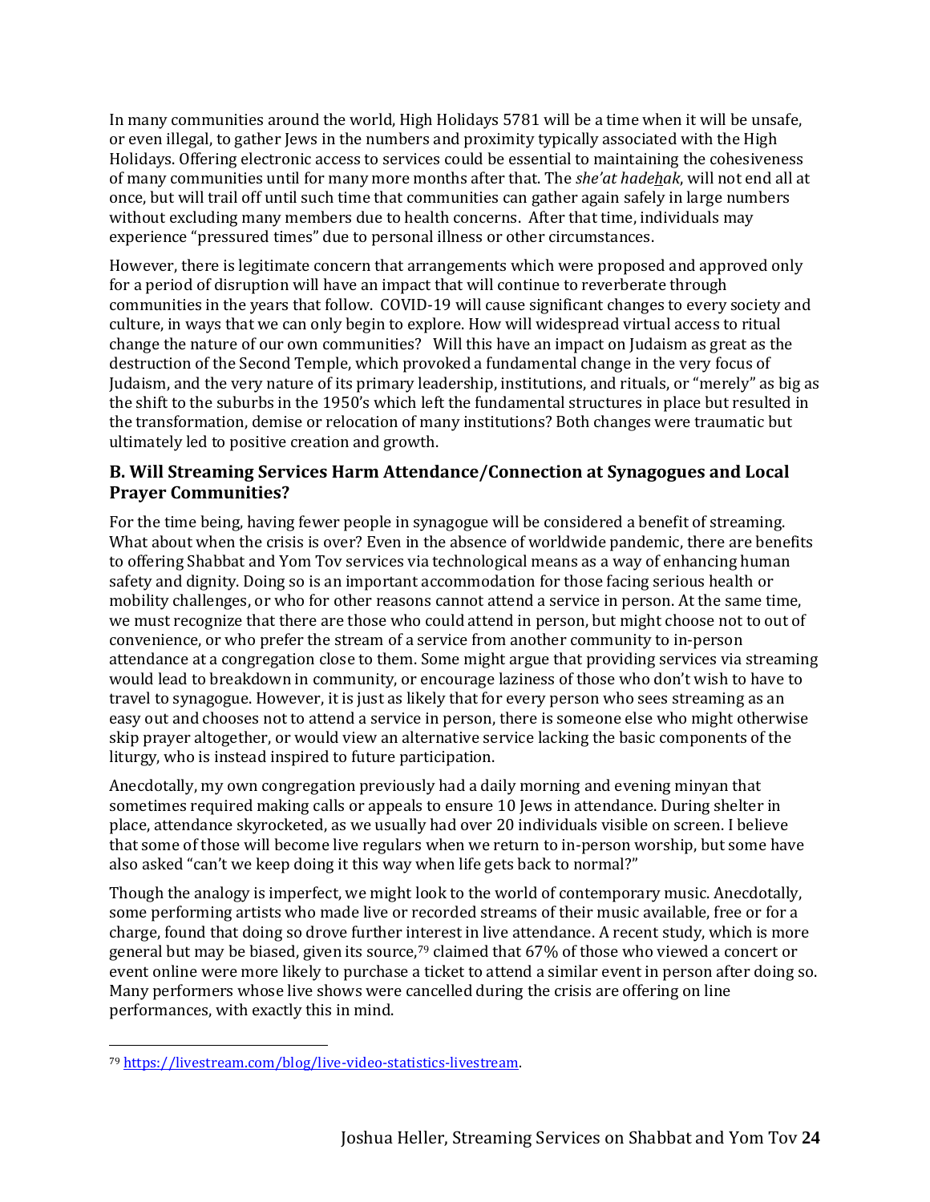In many communities around the world, High Holidays 5781 will be a time when it will be unsafe, or even illegal, to gather Jews in the numbers and proximity typically associated with the High Holidays. Offering electronic access to services could be essential to maintaining the cohesiveness of many communities until for many more months after that. The *she'at hadehak*, will not end all at once, but will trail off until such time that communities can gather again safely in large numbers without excluding many members due to health concerns. After that time, individuals may experience "pressured times" due to personal illness or other circumstances.

However, there is legitimate concern that arrangements which were proposed and approved only for a period of disruption will have an impact that will continue to reverberate through communities in the years that follow. COVID-19 will cause significant changes to every society and culture, in ways that we can only begin to explore. How will widespread virtual access to ritual change the nature of our own communities? Will this have an impact on Judaism as great as the destruction of the Second Temple, which provoked a fundamental change in the very focus of Judaism, and the very nature of its primary leadership, institutions, and rituals, or "merely" as big as the shift to the suburbs in the 1950's which left the fundamental structures in place but resulted in the transformation, demise or relocation of many institutions? Both changes were traumatic but ultimately led to positive creation and growth.

### B. Will Streaming Services Harm Attendance/Connection at Synagogues and Local Prayer Communities?

For the time being, having fewer people in synagogue will be considered a benefit of streaming. What about when the crisis is over? Even in the absence of worldwide pandemic, there are benefits to offering Shabbat and Yom Tov services via technological means as a way of enhancing human safety and dignity. Doing so is an important accommodation for those facing serious health or mobility challenges, or who for other reasons cannot attend a service in person. At the same time, we must recognize that there are those who could attend in person, but might choose not to out of convenience, or who prefer the stream of a service from another community to in-person attendance at a congregation close to them. Some might argue that providing services via streaming would lead to breakdown in community, or encourage laziness of those who don't wish to have to travel to synagogue. However, it is just as likely that for every person who sees streaming as an easy out and chooses not to attend a service in person, there is someone else who might otherwise skip prayer altogether, or would view an alternative service lacking the basic components of the liturgy, who is instead inspired to future participation.

Anecdotally, my own congregation previously had a daily morning and evening minyan that sometimes required making calls or appeals to ensure 10 Jews in attendance. During shelter in place, attendance skyrocketed, as we usually had over 20 individuals visible on screen. I believe that some of those will become live regulars when we return to in-person worship, but some have also asked "can't we keep doing it this way when life gets back to normal?"

Though the analogy is imperfect, we might look to the world of contemporary music. Anecdotally, some performing artists who made live or recorded streams of their music available, free or for a charge, found that doing so drove further interest in live attendance. A recent study, which is more general but may be biased, given its source,[79] claimed that 67% of those who viewed a concert or event online were more likely to purchase a ticket to attend a similar event in person after doing so. Many performers whose live shows were cancelled during the crisis are offering on line performances, with exactly this in mind.

---

[79] https://livestream.com/blog/live-video-statistics-livestream.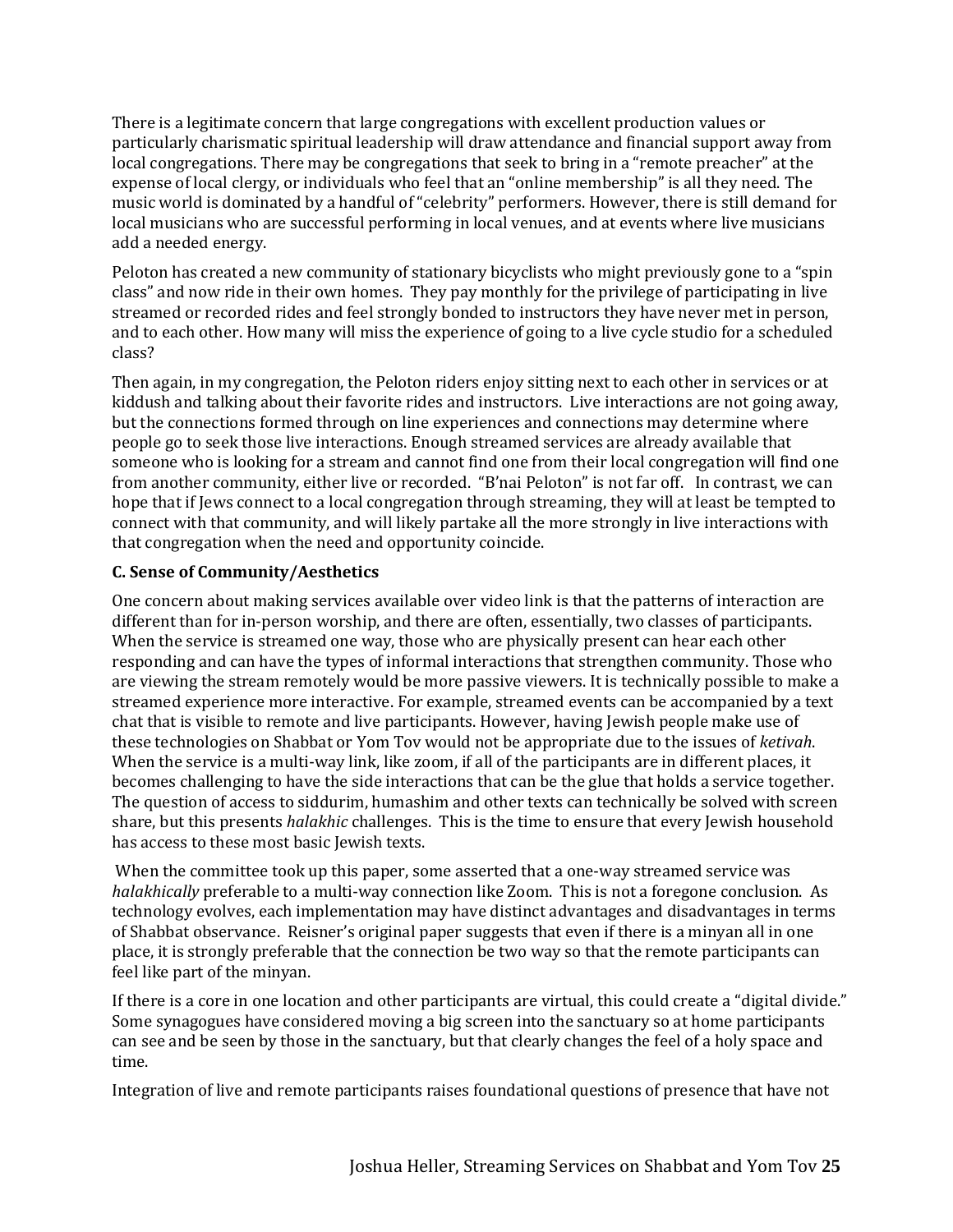There is a legitimate concern that large congregations with excellent production values or particularly charismatic spiritual leadership will draw attendance and financial support away from local congregations. There may be congregations that seek to bring in a "remote preacher" at the expense of local clergy, or individuals who feel that an "online membership" is all they need. The music world is dominated by a handful of "celebrity" performers. However, there is still demand for local musicians who are successful performing in local venues, and at events where live musicians add a needed energy.

Peloton has created a new community of stationary bicyclists who might previously gone to a "spin class" and now ride in their own homes. They pay monthly for the privilege of participating in live streamed or recorded rides and feel strongly bonded to instructors they have never met in person, and to each other. How many will miss the experience of going to a live cycle studio for a scheduled class?

Then again, in my congregation, the Peloton riders enjoy sitting next to each other in services or at kiddush and talking about their favorite rides and instructors. Live interactions are not going away, but the connections formed through on line experiences and connections may determine where people go to seek those live interactions. Enough streamed services are already available that someone who is looking for a stream and cannot find one from their local congregation will find one from another community, either live or recorded. "B'nai Peloton" is not far off. In contrast, we can hope that if Jews connect to a local congregation through streaming, they will at least be tempted to connect with that community, and will likely partake all the more strongly in live interactions with that congregation when the need and opportunity coincide.

**C. Sense of Community/Aesthetics**

One concern about making services available over video link is that the patterns of interaction are different than for in-person worship, and there are often, essentially, two classes of participants. When the service is streamed one way, those who are physically present can hear each other responding and can have the types of informal interactions that strengthen community. Those who are viewing the stream remotely would be more passive viewers. It is technically possible to make a streamed experience more interactive. For example, streamed events can be accompanied by a text chat that is visible to remote and live participants. However, having Jewish people make use of these technologies on Shabbat or Yom Tov would not be appropriate due to the issues of *ketivah*. When the service is a multi-way link, like zoom, if all of the participants are in different places, it becomes challenging to have the side interactions that can be the glue that holds a service together. The question of access to siddurim, humashim and other texts can technically be solved with screen share, but this presents *halakhic* challenges. This is the time to ensure that every Jewish household has access to these most basic Jewish texts.

When the committee took up this paper, some asserted that a one-way streamed service was *halakhically* preferable to a multi-way connection like Zoom. This is not a foregone conclusion. As technology evolves, each implementation may have distinct advantages and disadvantages in terms of Shabbat observance. Reisner's original paper suggests that even if there is a minyan all in one place, it is strongly preferable that the connection be two way so that the remote participants can feel like part of the minyan.

If there is a core in one location and other participants are virtual, this could create a "digital divide." Some synagogues have considered moving a big screen into the sanctuary so at home participants can see and be seen by those in the sanctuary, but that clearly changes the feel of a holy space and time.

Integration of live and remote participants raises foundational questions of presence that have not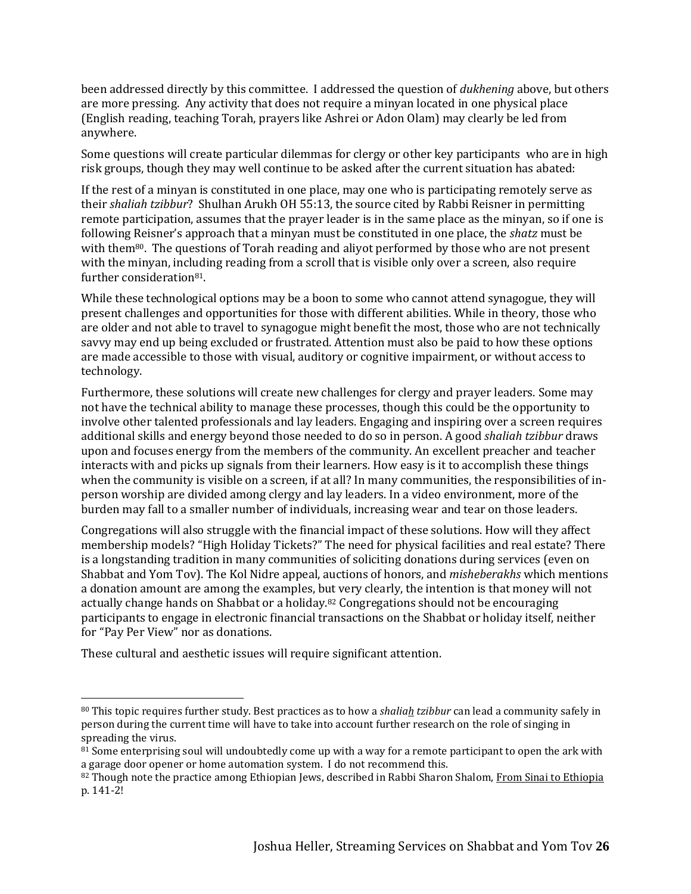been addressed directly by this committee. I addressed the question of *dukhening* above, but others are more pressing. Any activity that does not require a minyan located in one physical place (English reading, teaching Torah, prayers like Ashrei or Adon Olam) may clearly be led from anywhere.

Some questions will create particular dilemmas for clergy or other key participants who are in high risk groups, though they may well continue to be asked after the current situation has abated:

If the rest of a minyan is constituted in one place, may one who is participating remotely serve as their *shaliah tzibbur*? Shulhan Arukh OH 55:13, the source cited by Rabbi Reisner in permitting remote participation, assumes that the prayer leader is in the same place as the minyan, so if one is following Reisner's approach that a minyan must be constituted in one place, the *shatz* must be with them[80]. The questions of Torah reading and aliyot performed by those who are not present with the minyan, including reading from a scroll that is visible only over a screen, also require further consideration[81].

While these technological options may be a boon to some who cannot attend synagogue, they will present challenges and opportunities for those with different abilities. While in theory, those who are older and not able to travel to synagogue might benefit the most, those who are not technically savvy may end up being excluded or frustrated. Attention must also be paid to how these options are made accessible to those with visual, auditory or cognitive impairment, or without access to technology.

Furthermore, these solutions will create new challenges for clergy and prayer leaders. Some may not have the technical ability to manage these processes, though this could be the opportunity to involve other talented professionals and lay leaders. Engaging and inspiring over a screen requires additional skills and energy beyond those needed to do so in person. A good *shaliah tzibbur* draws upon and focuses energy from the members of the community. An excellent preacher and teacher interacts with and picks up signals from their learners. How easy is it to accomplish these things when the community is visible on a screen, if at all? In many communities, the responsibilities of in-person worship are divided among clergy and lay leaders. In a video environment, more of the burden may fall to a smaller number of individuals, increasing wear and tear on those leaders.

Congregations will also struggle with the financial impact of these solutions. How will they affect membership models? "High Holiday Tickets?" The need for physical facilities and real estate? There is a longstanding tradition in many communities of soliciting donations during services (even on Shabbat and Yom Tov). The Kol Nidre appeal, auctions of honors, and *misheberakhs* which mentions a donation amount are among the examples, but very clearly, the intention is that money will not actually change hands on Shabbat or a holiday.[82] Congregations should not be encouraging participants to engage in electronic financial transactions on the Shabbat or holiday itself, neither for "Pay Per View" nor as donations.

These cultural and aesthetic issues will require significant attention.

---

[80] This topic requires further study. Best practices as to how a *shaliah tzibbur* can lead a community safely in person during the current time will have to take into account further research on the role of singing in spreading the virus.

[81] Some enterprising soul will undoubtedly come up with a way for a remote participant to open the ark with a garage door opener or home automation system. I do not recommend this.

[82] Though note the practice among Ethiopian Jews, described in Rabbi Sharon Shalom, From Sinai to Ethiopia p. 141-2!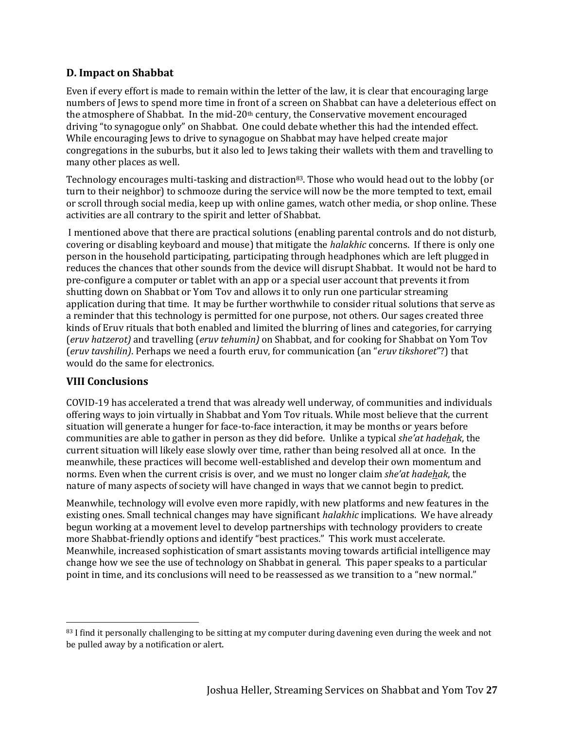### D. Impact on Shabbat

Even if every effort is made to remain within the letter of the law, it is clear that encouraging large numbers of Jews to spend more time in front of a screen on Shabbat can have a deleterious effect on the atmosphere of Shabbat. In the mid-20th century, the Conservative movement encouraged driving "to synagogue only" on Shabbat. One could debate whether this had the intended effect. While encouraging Jews to drive to synagogue on Shabbat may have helped create major congregations in the suburbs, but it also led to Jews taking their wallets with them and travelling to many other places as well.

Technology encourages multi-tasking and distraction[83]. Those who would head out to the lobby (or turn to their neighbor) to schmooze during the service will now be the more tempted to text, email or scroll through social media, keep up with online games, watch other media, or shop online. These activities are all contrary to the spirit and letter of Shabbat.

I mentioned above that there are practical solutions (enabling parental controls and do not disturb, covering or disabling keyboard and mouse) that mitigate the *halakhic* concerns. If there is only one person in the household participating, participating through headphones which are left plugged in reduces the chances that other sounds from the device will disrupt Shabbat. It would not be hard to pre-configure a computer or tablet with an app or a special user account that prevents it from shutting down on Shabbat or Yom Tov and allows it to only run one particular streaming application during that time. It may be further worthwhile to consider ritual solutions that serve as a reminder that this technology is permitted for one purpose, not others. Our sages created three kinds of Eruv rituals that both enabled and limited the blurring of lines and categories, for carrying (*eruv hatzerot)* and travelling (*eruv tehumin)* on Shabbat, and for cooking for Shabbat on Yom Tov (*eruv tavshilin)*. Perhaps we need a fourth eruv, for communication (an "*eruv tikshoret*"?) that would do the same for electronics.

## VIII Conclusions

COVID-19 has accelerated a trend that was already well underway, of communities and individuals offering ways to join virtually in Shabbat and Yom Tov rituals. While most believe that the current situation will generate a hunger for face-to-face interaction, it may be months or years before communities are able to gather in person as they did before. Unlike a typical *she'at hadeẖak*, the current situation will likely ease slowly over time, rather than being resolved all at once. In the meanwhile, these practices will become well-established and develop their own momentum and norms. Even when the current crisis is over, and we must no longer claim *she'at hadeẖak*, the nature of many aspects of society will have changed in ways that we cannot begin to predict.

Meanwhile, technology will evolve even more rapidly, with new platforms and new features in the existing ones. Small technical changes may have significant *halakhic* implications. We have already begun working at a movement level to develop partnerships with technology providers to create more Shabbat-friendly options and identify "best practices." This work must accelerate. Meanwhile, increased sophistication of smart assistants moving towards artificial intelligence may change how we see the use of technology on Shabbat in general. This paper speaks to a particular point in time, and its conclusions will need to be reassessed as we transition to a "new normal."

---

[83] I find it personally challenging to be sitting at my computer during davening even during the week and not be pulled away by a notification or alert.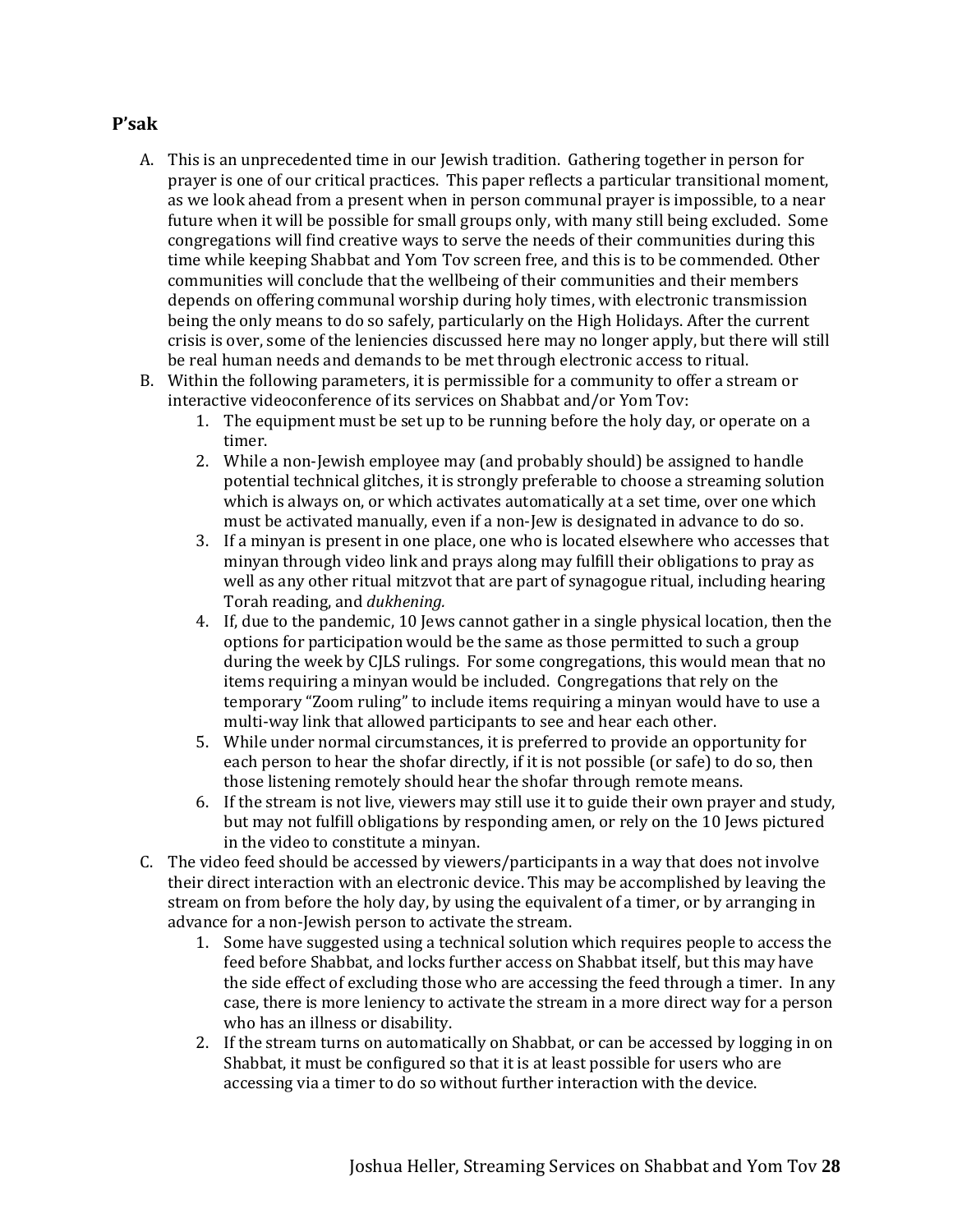## P'sak

A. This is an unprecedented time in our Jewish tradition. Gathering together in person for prayer is one of our critical practices. This paper reflects a particular transitional moment, as we look ahead from a present when in person communal prayer is impossible, to a near future when it will be possible for small groups only, with many still being excluded. Some congregations will find creative ways to serve the needs of their communities during this time while keeping Shabbat and Yom Tov screen free, and this is to be commended. Other communities will conclude that the wellbeing of their communities and their members depends on offering communal worship during holy times, with electronic transmission being the only means to do so safely, particularly on the High Holidays. After the current crisis is over, some of the leniencies discussed here may no longer apply, but there will still be real human needs and demands to be met through electronic access to ritual.

B. Within the following parameters, it is permissible for a community to offer a stream or interactive videoconference of its services on Shabbat and/or Yom Tov:
   1. The equipment must be set up to be running before the holy day, or operate on a timer.
   2. While a non-Jewish employee may (and probably should) be assigned to handle potential technical glitches, it is strongly preferable to choose a streaming solution which is always on, or which activates automatically at a set time, over one which must be activated manually, even if a non-Jew is designated in advance to do so.
   3. If a minyan is present in one place, one who is located elsewhere who accesses that minyan through video link and prays along may fulfill their obligations to pray as well as any other ritual mitzvot that are part of synagogue ritual, including hearing Torah reading, and *dukhening.*
   4. If, due to the pandemic, 10 Jews cannot gather in a single physical location, then the options for participation would be the same as those permitted to such a group during the week by CJLS rulings. For some congregations, this would mean that no items requiring a minyan would be included. Congregations that rely on the temporary "Zoom ruling" to include items requiring a minyan would have to use a multi-way link that allowed participants to see and hear each other.
   5. While under normal circumstances, it is preferred to provide an opportunity for each person to hear the shofar directly, if it is not possible (or safe) to do so, then those listening remotely should hear the shofar through remote means.
   6. If the stream is not live, viewers may still use it to guide their own prayer and study, but may not fulfill obligations by responding amen, or rely on the 10 Jews pictured in the video to constitute a minyan.

C. The video feed should be accessed by viewers/participants in a way that does not involve their direct interaction with an electronic device. This may be accomplished by leaving the stream on from before the holy day, by using the equivalent of a timer, or by arranging in advance for a non-Jewish person to activate the stream.
   1. Some have suggested using a technical solution which requires people to access the feed before Shabbat, and locks further access on Shabbat itself, but this may have the side effect of excluding those who are accessing the feed through a timer. In any case, there is more leniency to activate the stream in a more direct way for a person who has an illness or disability.
   2. If the stream turns on automatically on Shabbat, or can be accessed by logging in on Shabbat, it must be configured so that it is at least possible for users who are accessing via a timer to do so without further interaction with the device.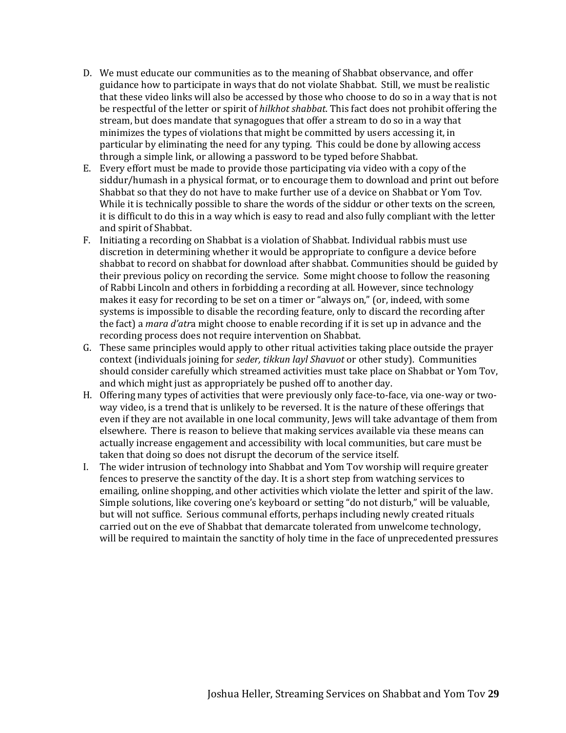D. We must educate our communities as to the meaning of Shabbat observance, and offer guidance how to participate in ways that do not violate Shabbat. Still, we must be realistic that these video links will also be accessed by those who choose to do so in a way that is not be respectful of the letter or spirit of *hilkhot shabbat*. This fact does not prohibit offering the stream, but does mandate that synagogues that offer a stream to do so in a way that minimizes the types of violations that might be committed by users accessing it, in particular by eliminating the need for any typing. This could be done by allowing access through a simple link, or allowing a password to be typed before Shabbat.

E. Every effort must be made to provide those participating via video with a copy of the siddur/humash in a physical format, or to encourage them to download and print out before Shabbat so that they do not have to make further use of a device on Shabbat or Yom Tov. While it is technically possible to share the words of the siddur or other texts on the screen, it is difficult to do this in a way which is easy to read and also fully compliant with the letter and spirit of Shabbat.

F. Initiating a recording on Shabbat is a violation of Shabbat. Individual rabbis must use discretion in determining whether it would be appropriate to configure a device before shabbat to record on shabbat for download after shabbat. Communities should be guided by their previous policy on recording the service. Some might choose to follow the reasoning of Rabbi Lincoln and others in forbidding a recording at all. However, since technology makes it easy for recording to be set on a timer or "always on," (or, indeed, with some systems is impossible to disable the recording feature, only to discard the recording after the fact) a *mara d'atr*a might choose to enable recording if it is set up in advance and the recording process does not require intervention on Shabbat.

G. These same principles would apply to other ritual activities taking place outside the prayer context (individuals joining for *seder, tikkun layl Shavuot* or other study). Communities should consider carefully which streamed activities must take place on Shabbat or Yom Tov, and which might just as appropriately be pushed off to another day.

H. Offering many types of activities that were previously only face-to-face, via one-way or two-way video, is a trend that is unlikely to be reversed. It is the nature of these offerings that even if they are not available in one local community, Jews will take advantage of them from elsewhere. There is reason to believe that making services available via these means can actually increase engagement and accessibility with local communities, but care must be taken that doing so does not disrupt the decorum of the service itself.

I. The wider intrusion of technology into Shabbat and Yom Tov worship will require greater fences to preserve the sanctity of the day. It is a short step from watching services to emailing, online shopping, and other activities which violate the letter and spirit of the law. Simple solutions, like covering one's keyboard or setting "do not disturb," will be valuable, but will not suffice. Serious communal efforts, perhaps including newly created rituals carried out on the eve of Shabbat that demarcate tolerated from unwelcome technology, will be required to maintain the sanctity of holy time in the face of unprecedented pressures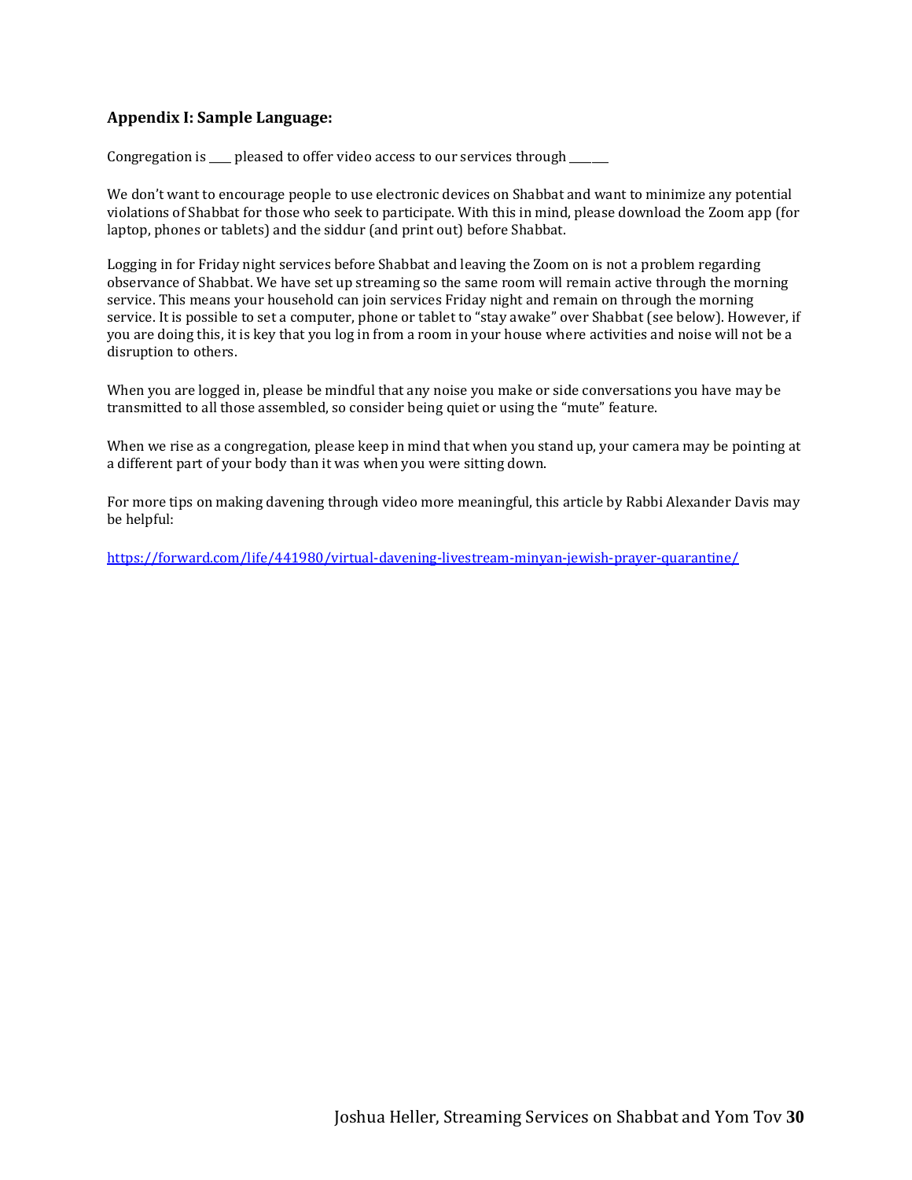## Appendix I: Sample Language:

Congregation is ____ pleased to offer video access to our services through _______

We don't want to encourage people to use electronic devices on Shabbat and want to minimize any potential violations of Shabbat for those who seek to participate. With this in mind, please download the Zoom app (for laptop, phones or tablets) and the siddur (and print out) before Shabbat.

Logging in for Friday night services before Shabbat and leaving the Zoom on is not a problem regarding observance of Shabbat. We have set up streaming so the same room will remain active through the morning service. This means your household can join services Friday night and remain on through the morning service. It is possible to set a computer, phone or tablet to "stay awake" over Shabbat (see below). However, if you are doing this, it is key that you log in from a room in your house where activities and noise will not be a disruption to others.

When you are logged in, please be mindful that any noise you make or side conversations you have may be transmitted to all those assembled, so consider being quiet or using the "mute" feature.

When we rise as a congregation, please keep in mind that when you stand up, your camera may be pointing at a different part of your body than it was when you were sitting down.

For more tips on making davening through video more meaningful, this article by Rabbi Alexander Davis may be helpful:

https://forward.com/life/441980/virtual-davening-livestream-minyan-jewish-prayer-quarantine/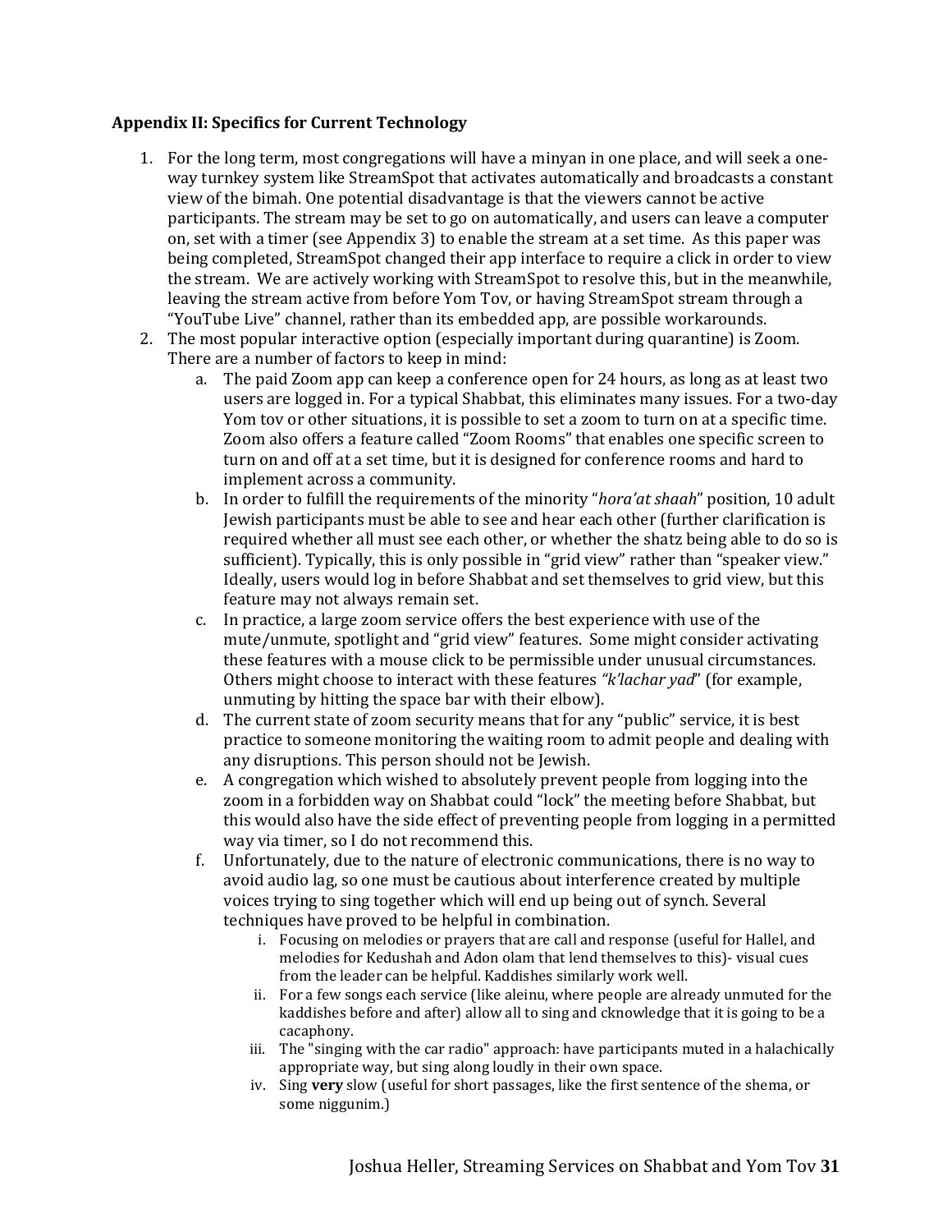**Appendix II: Specifics for Current Technology**

1. For the long term, most congregations will have a minyan in one place, and will seek a one-way turnkey system like StreamSpot that activates automatically and broadcasts a constant view of the bimah. One potential disadvantage is that the viewers cannot be active participants. The stream may be set to go on automatically, and users can leave a computer on, set with a timer (see Appendix 3) to enable the stream at a set time. As this paper was being completed, StreamSpot changed their app interface to require a click in order to view the stream. We are actively working with StreamSpot to resolve this, but in the meanwhile, leaving the stream active from before Yom Tov, or having StreamSpot stream through a "YouTube Live" channel, rather than its embedded app, are possible workarounds.
2. The most popular interactive option (especially important during quarantine) is Zoom. There are a number of factors to keep in mind:
    a. The paid Zoom app can keep a conference open for 24 hours, as long as at least two users are logged in. For a typical Shabbat, this eliminates many issues. For a two-day Yom tov or other situations, it is possible to set a zoom to turn on at a specific time. Zoom also offers a feature called "Zoom Rooms" that enables one specific screen to turn on and off at a set time, but it is designed for conference rooms and hard to implement across a community.
    b. In order to fulfill the requirements of the minority "*hora'at shaah*" position, 10 adult Jewish participants must be able to see and hear each other (further clarification is required whether all must see each other, or whether the shatz being able to do so is sufficient). Typically, this is only possible in "grid view" rather than "speaker view." Ideally, users would log in before Shabbat and set themselves to grid view, but this feature may not always remain set.
    c. In practice, a large zoom service offers the best experience with use of the mute/unmute, spotlight and "grid view" features. Some might consider activating these features with a mouse click to be permissible under unusual circumstances. Others might choose to interact with these features *"k'lachar yad"* (for example, unmuting by hitting the space bar with their elbow).
    d. The current state of zoom security means that for any "public" service, it is best practice to someone monitoring the waiting room to admit people and dealing with any disruptions. This person should not be Jewish.
    e. A congregation which wished to absolutely prevent people from logging into the zoom in a forbidden way on Shabbat could "lock" the meeting before Shabbat, but this would also have the side effect of preventing people from logging in a permitted way via timer, so I do not recommend this.
    f. Unfortunately, due to the nature of electronic communications, there is no way to avoid audio lag, so one must be cautious about interference created by multiple voices trying to sing together which will end up being out of synch. Several techniques have proved to be helpful in combination.
        i. Focusing on melodies or prayers that are call and response (useful for Hallel, and melodies for Kedushah and Adon olam that lend themselves to this)- visual cues from the leader can be helpful. Kaddishes similarly work well.
        ii. For a few songs each service (like aleinu, where people are already unmuted for the kaddishes before and after) allow all to sing and cknowledge that it is going to be a cacaphony.
        iii. The "singing with the car radio" approach: have participants muted in a halachically appropriate way, but sing along loudly in their own space.
        iv. Sing **very** slow (useful for short passages, like the first sentence of the shema, or some niggunim.)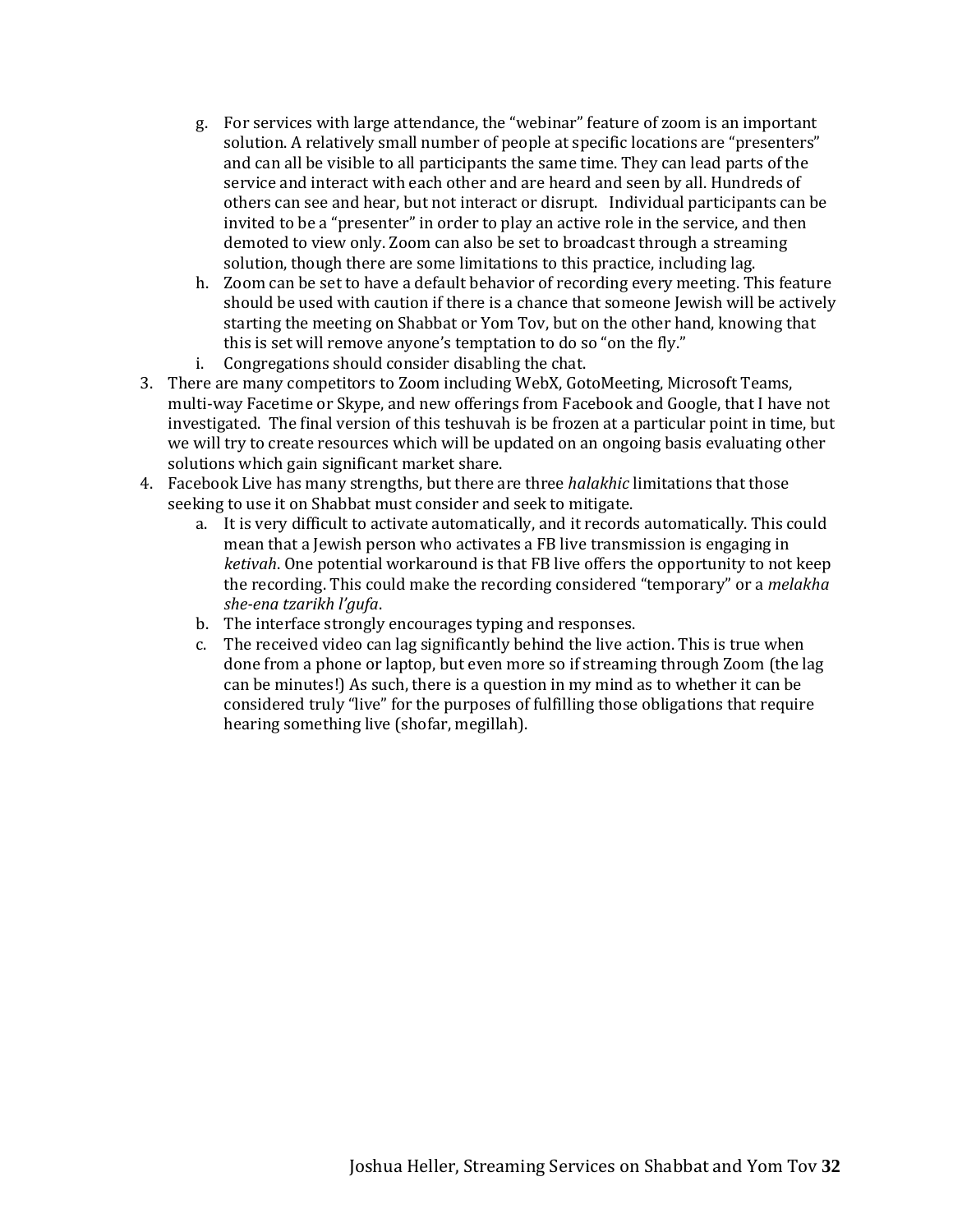g. For services with large attendance, the "webinar" feature of zoom is an important solution. A relatively small number of people at specific locations are "presenters" and can all be visible to all participants the same time. They can lead parts of the service and interact with each other and are heard and seen by all. Hundreds of others can see and hear, but not interact or disrupt. Individual participants can be invited to be a "presenter" in order to play an active role in the service, and then demoted to view only. Zoom can also be set to broadcast through a streaming solution, though there are some limitations to this practice, including lag.
   h. Zoom can be set to have a default behavior of recording every meeting. This feature should be used with caution if there is a chance that someone Jewish will be actively starting the meeting on Shabbat or Yom Tov, but on the other hand, knowing that this is set will remove anyone's temptation to do so "on the fly."
   i. Congregations should consider disabling the chat.
3. There are many competitors to Zoom including WebX, GotoMeeting, Microsoft Teams, multi-way Facetime or Skype, and new offerings from Facebook and Google, that I have not investigated. The final version of this teshuvah is be frozen at a particular point in time, but we will try to create resources which will be updated on an ongoing basis evaluating other solutions which gain significant market share.
4. Facebook Live has many strengths, but there are three *halakhic* limitations that those seeking to use it on Shabbat must consider and seek to mitigate.
   a. It is very difficult to activate automatically, and it records automatically. This could mean that a Jewish person who activates a FB live transmission is engaging in *ketivah*. One potential workaround is that FB live offers the opportunity to not keep the recording. This could make the recording considered "temporary" or a *melakha she-ena tzarikh l'gufa*.
   b. The interface strongly encourages typing and responses.
   c. The received video can lag significantly behind the live action. This is true when done from a phone or laptop, but even more so if streaming through Zoom (the lag can be minutes!) As such, there is a question in my mind as to whether it can be considered truly "live" for the purposes of fulfilling those obligations that require hearing something live (shofar, megillah).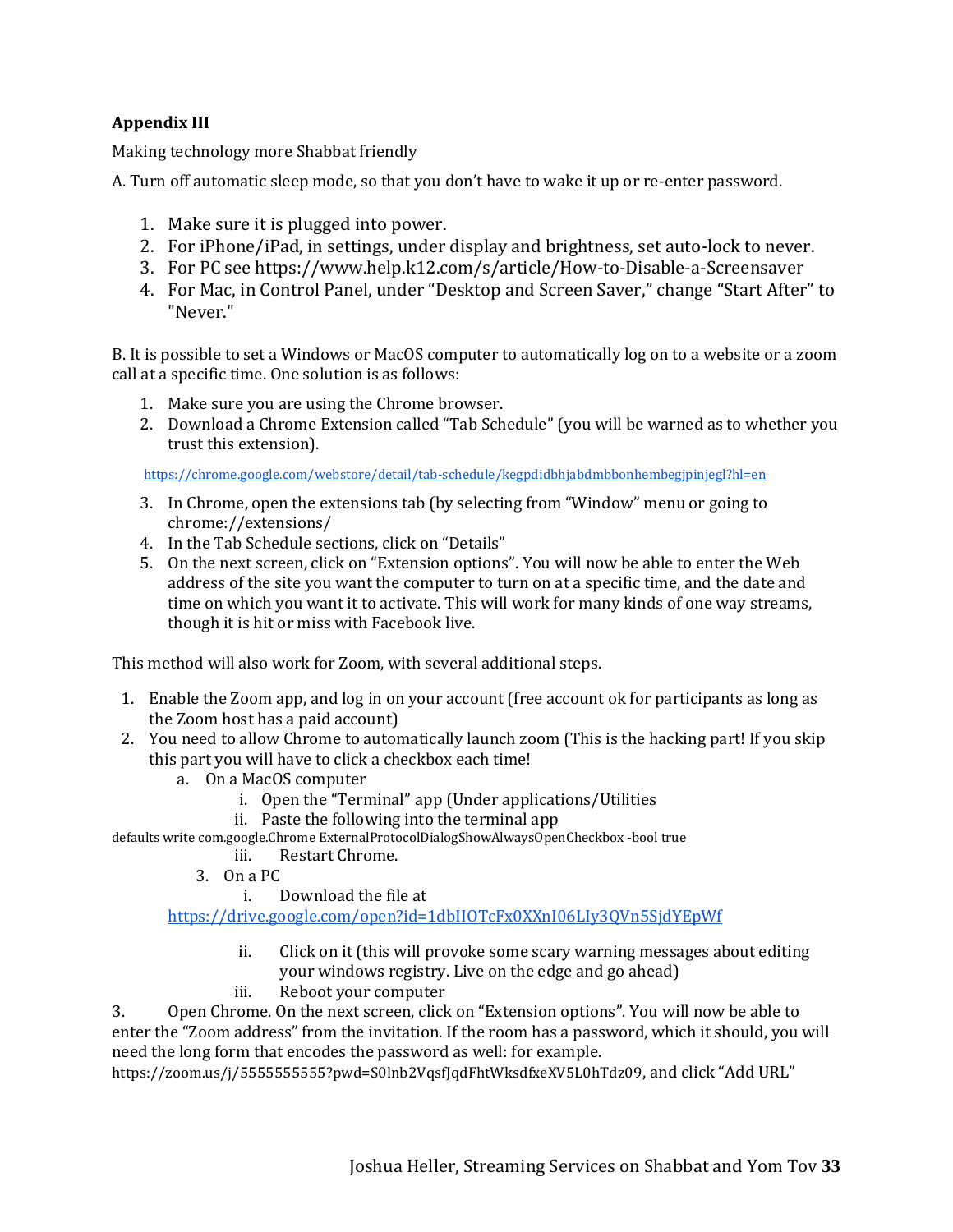**Appendix III**

Making technology more Shabbat friendly

A. Turn off automatic sleep mode, so that you don't have to wake it up or re-enter password.

1. Make sure it is plugged into power.
2. For iPhone/iPad, in settings, under display and brightness, set auto-lock to never.
3. For PC see https://www.help.k12.com/s/article/How-to-Disable-a-Screensaver
4. For Mac, in Control Panel, under "Desktop and Screen Saver," change "Start After" to "Never."

B. It is possible to set a Windows or MacOS computer to automatically log on to a website or a zoom call at a specific time. One solution is as follows:

1. Make sure you are using the Chrome browser.
2. Download a Chrome Extension called "Tab Schedule" (you will be warned as to whether you trust this extension).

https://chrome.google.com/webstore/detail/tab-schedule/kegpdidbhjabdmbbonhembegjpinjegl?hl=en

3. In Chrome, open the extensions tab (by selecting from "Window" menu or going to chrome://extensions/
4. In the Tab Schedule sections, click on "Details"
5. On the next screen, click on "Extension options". You will now be able to enter the Web address of the site you want the computer to turn on at a specific time, and the date and time on which you want it to activate. This will work for many kinds of one way streams, though it is hit or miss with Facebook live.

This method will also work for Zoom, with several additional steps.

1. Enable the Zoom app, and log in on your account (free account ok for participants as long as the Zoom host has a paid account)
2. You need to allow Chrome to automatically launch zoom (This is the hacking part! If you skip this part you will have to click a checkbox each time!
   a. On a MacOS computer
      i. Open the "Terminal" app (Under applications/Utilities
      ii. Paste the following into the terminal app

```
defaults write com.google.Chrome ExternalProtocolDialogShowAlwaysOpenCheckbox -bool true
```

      iii. Restart Chrome.

   3. On a PC
      i. Download the file at https://drive.google.com/open?id=1dbIIOTcFx0XXnI06LIy3QVn5SjdYEpWf
      ii. Click on it (this will provoke some scary warning messages about editing your windows registry. Live on the edge and go ahead)
      iii. Reboot your computer

3. Open Chrome. On the next screen, click on "Extension options". You will now be able to enter the "Zoom address" from the invitation. If the room has a password, which it should, you will need the long form that encodes the password as well: for example. https://zoom.us/j/5555555555?pwd=S0lnb2VqsfJqdFhtWksdfxeXV5L0hTdz09, and click "Add URL"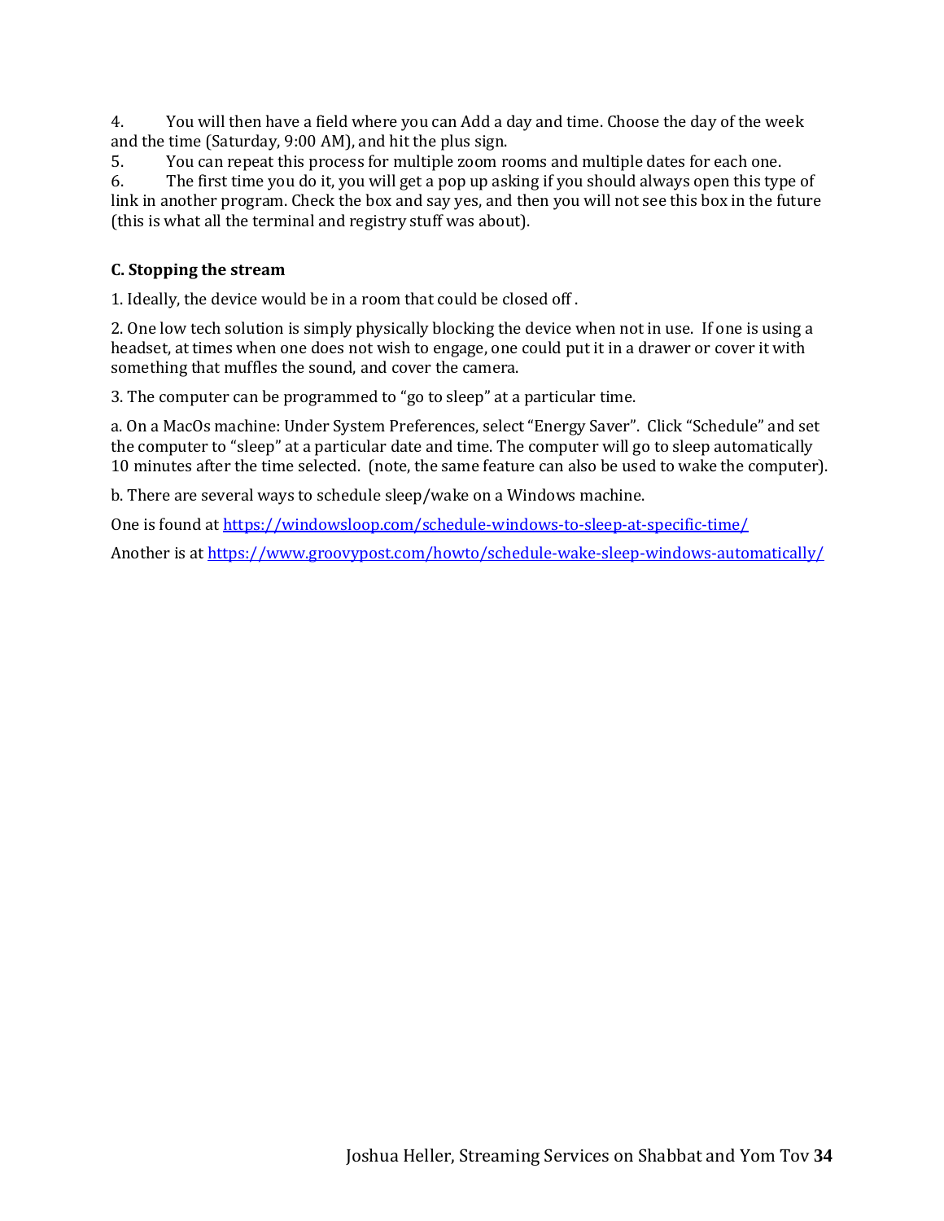4. You will then have a field where you can Add a day and time. Choose the day of the week and the time (Saturday, 9:00 AM), and hit the plus sign.
5. You can repeat this process for multiple zoom rooms and multiple dates for each one.
6. The first time you do it, you will get a pop up asking if you should always open this type of link in another program. Check the box and say yes, and then you will not see this box in the future (this is what all the terminal and registry stuff was about).

**C. Stopping the stream**

1. Ideally, the device would be in a room that could be closed off .

2. One low tech solution is simply physically blocking the device when not in use. If one is using a headset, at times when one does not wish to engage, one could put it in a drawer or cover it with something that muffles the sound, and cover the camera.

3. The computer can be programmed to "go to sleep" at a particular time.

a. On a MacOs machine: Under System Preferences, select "Energy Saver". Click "Schedule" and set the computer to "sleep" at a particular date and time. The computer will go to sleep automatically 10 minutes after the time selected. (note, the same feature can also be used to wake the computer).

b. There are several ways to schedule sleep/wake on a Windows machine.

One is found at https://windowsloop.com/schedule-windows-to-sleep-at-specific-time/

Another is at https://www.groovypost.com/howto/schedule-wake-sleep-windows-automatically/